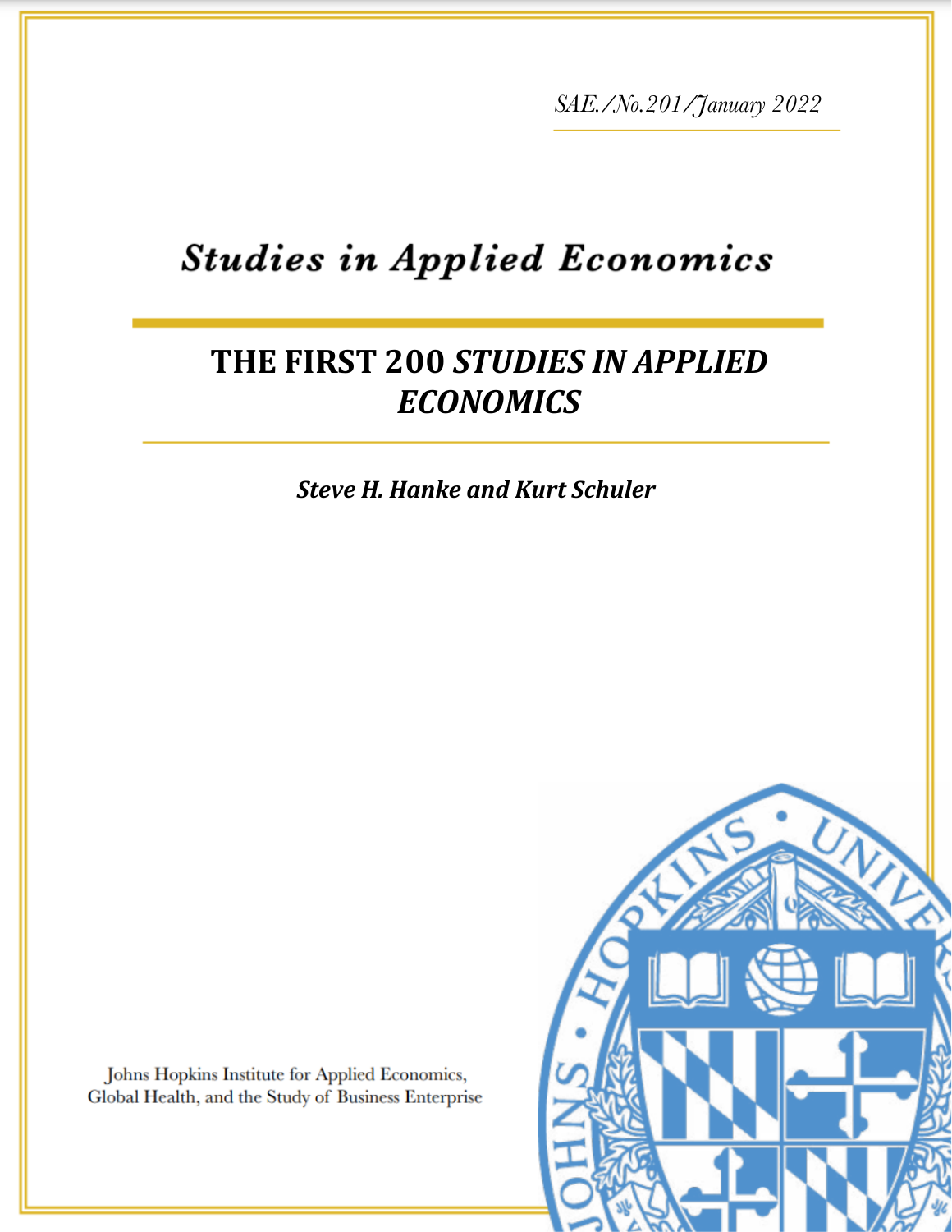*SAE./No.201/January 2022*

# Studies in Applied Economics

## THE FIRST 200 *STUDIES IN APPLIED ECONOMICS*

***Steve H. Hanke and Kurt Schuler***

Johns Hopkins Institute for Applied Economics, Global Health, and the Study of Business Enterprise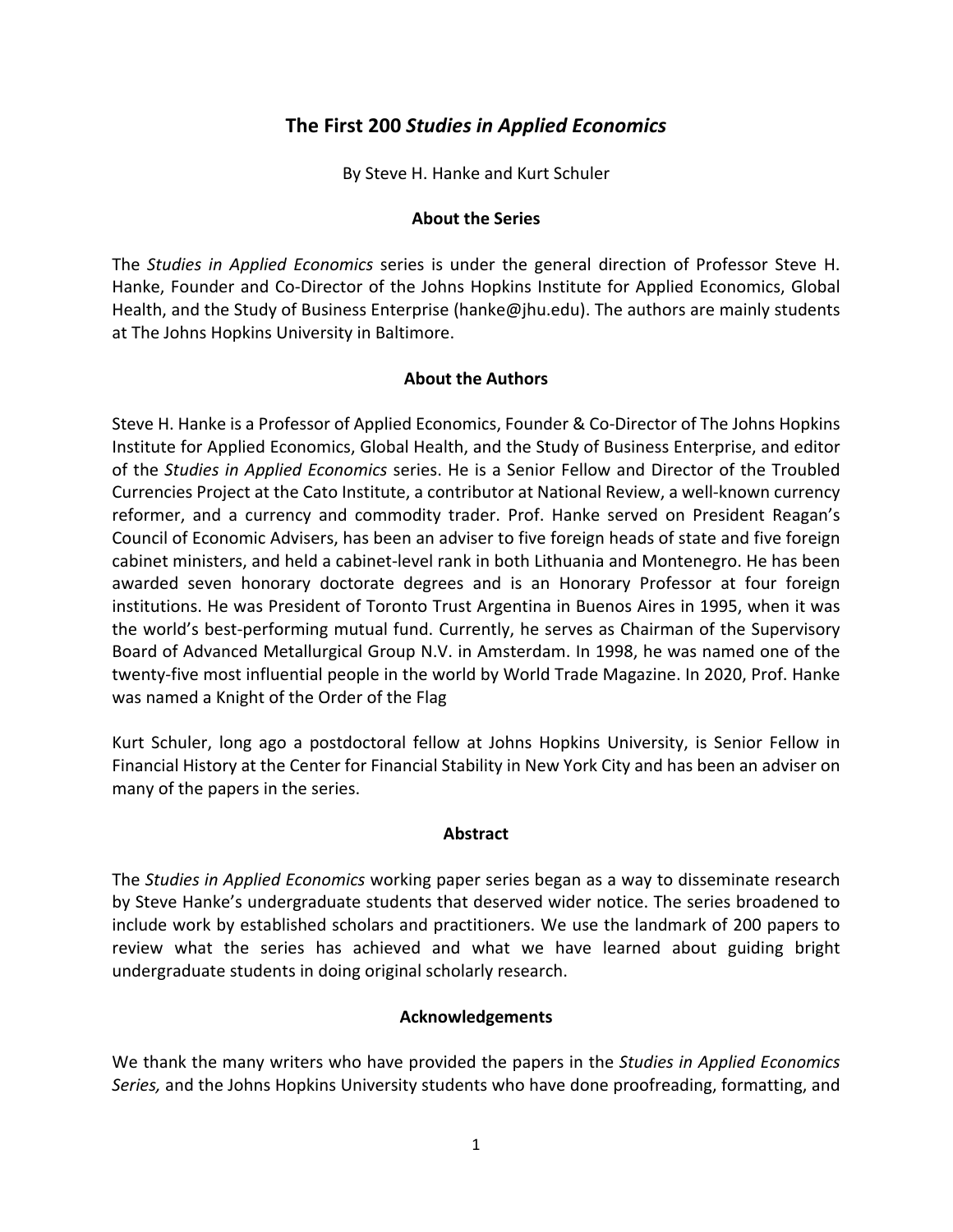# The First 200 *Studies in Applied Economics*

By Steve H. Hanke and Kurt Schuler

### About the Series

The *Studies in Applied Economics* series is under the general direction of Professor Steve H. Hanke, Founder and Co-Director of the Johns Hopkins Institute for Applied Economics, Global Health, and the Study of Business Enterprise (hanke@jhu.edu). The authors are mainly students at The Johns Hopkins University in Baltimore.

### About the Authors

Steve H. Hanke is a Professor of Applied Economics, Founder & Co-Director of The Johns Hopkins Institute for Applied Economics, Global Health, and the Study of Business Enterprise, and editor of the *Studies in Applied Economics* series. He is a Senior Fellow and Director of the Troubled Currencies Project at the Cato Institute, a contributor at National Review, a well-known currency reformer, and a currency and commodity trader. Prof. Hanke served on President Reagan's Council of Economic Advisers, has been an adviser to five foreign heads of state and five foreign cabinet ministers, and held a cabinet-level rank in both Lithuania and Montenegro. He has been awarded seven honorary doctorate degrees and is an Honorary Professor at four foreign institutions. He was President of Toronto Trust Argentina in Buenos Aires in 1995, when it was the world's best-performing mutual fund. Currently, he serves as Chairman of the Supervisory Board of Advanced Metallurgical Group N.V. in Amsterdam. In 1998, he was named one of the twenty-five most influential people in the world by World Trade Magazine. In 2020, Prof. Hanke was named a Knight of the Order of the Flag

Kurt Schuler, long ago a postdoctoral fellow at Johns Hopkins University, is Senior Fellow in Financial History at the Center for Financial Stability in New York City and has been an adviser on many of the papers in the series.

### Abstract

The *Studies in Applied Economics* working paper series began as a way to disseminate research by Steve Hanke's undergraduate students that deserved wider notice. The series broadened to include work by established scholars and practitioners. We use the landmark of 200 papers to review what the series has achieved and what we have learned about guiding bright undergraduate students in doing original scholarly research.

### Acknowledgements

We thank the many writers who have provided the papers in the *Studies in Applied Economics Series,* and the Johns Hopkins University students who have done proofreading, formatting, and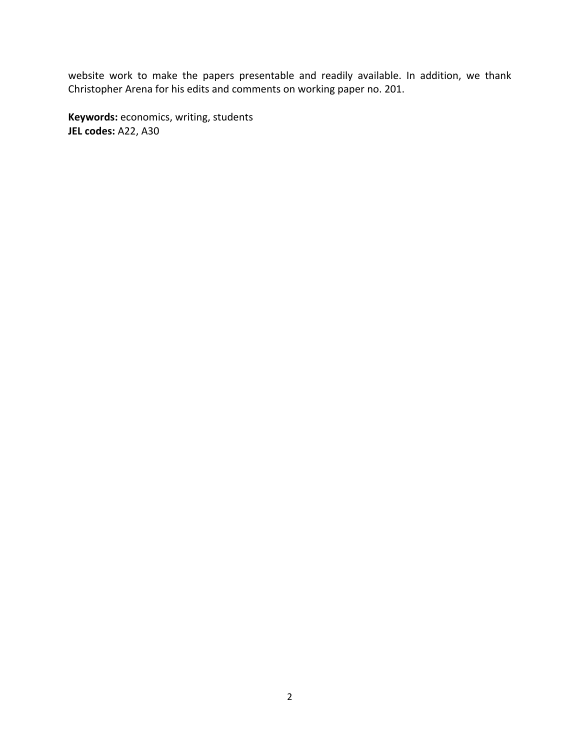website work to make the papers presentable and readily available. In addition, we thank Christopher Arena for his edits and comments on working paper no. 201.

**Keywords:** economics, writing, students
**JEL codes:** A22, A30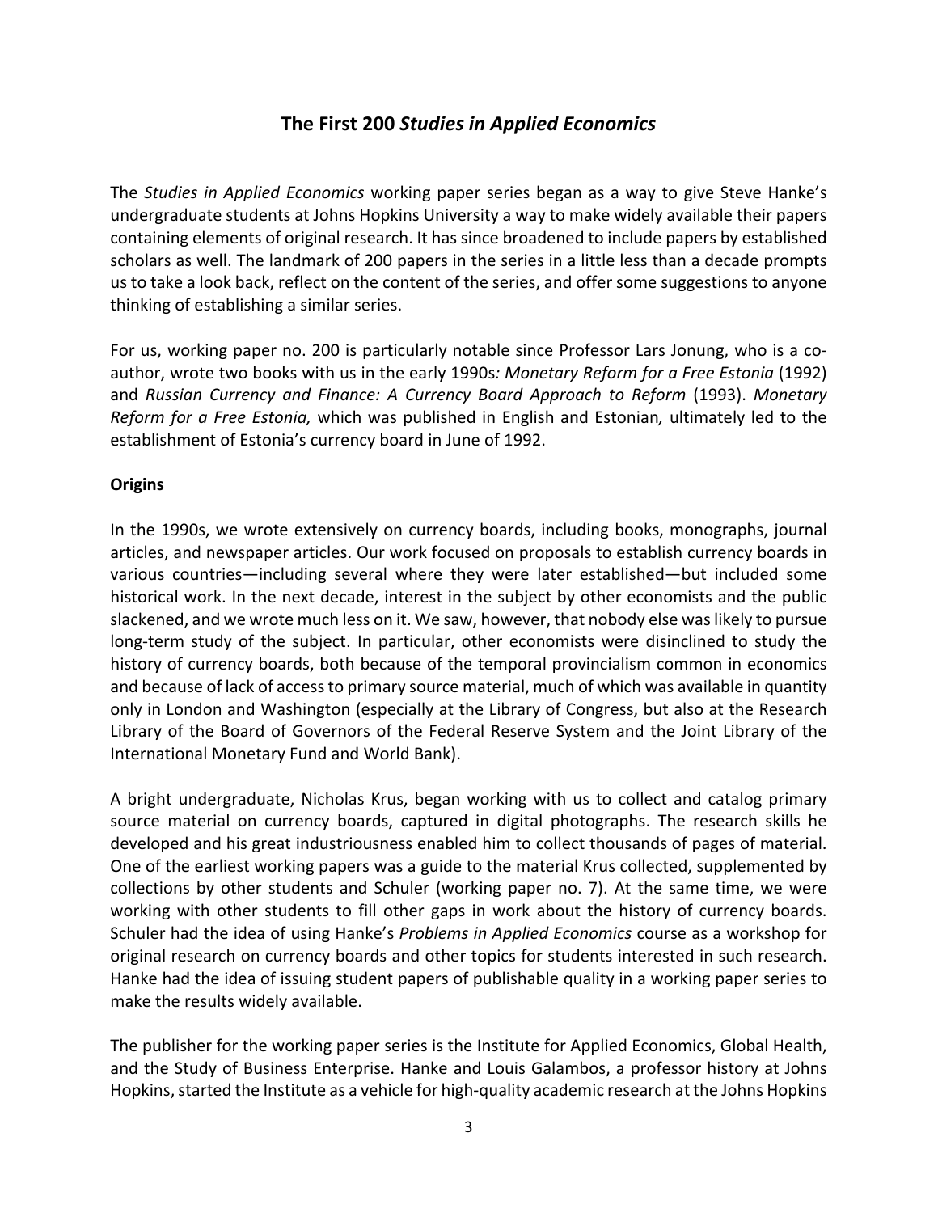## The First 200 *Studies in Applied Economics*

The *Studies in Applied Economics* working paper series began as a way to give Steve Hanke's undergraduate students at Johns Hopkins University a way to make widely available their papers containing elements of original research. It has since broadened to include papers by established scholars as well. The landmark of 200 papers in the series in a little less than a decade prompts us to take a look back, reflect on the content of the series, and offer some suggestions to anyone thinking of establishing a similar series.

For us, working paper no. 200 is particularly notable since Professor Lars Jonung, who is a co-author, wrote two books with us in the early 1990s*: Monetary Reform for a Free Estonia* (1992) and *Russian Currency and Finance: A Currency Board Approach to Reform* (1993). *Monetary Reform for a Free Estonia,* which was published in English and Estonian*,* ultimately led to the establishment of Estonia's currency board in June of 1992.

**Origins**

In the 1990s, we wrote extensively on currency boards, including books, monographs, journal articles, and newspaper articles. Our work focused on proposals to establish currency boards in various countries—including several where they were later established—but included some historical work. In the next decade, interest in the subject by other economists and the public slackened, and we wrote much less on it. We saw, however, that nobody else was likely to pursue long-term study of the subject. In particular, other economists were disinclined to study the history of currency boards, both because of the temporal provincialism common in economics and because of lack of access to primary source material, much of which was available in quantity only in London and Washington (especially at the Library of Congress, but also at the Research Library of the Board of Governors of the Federal Reserve System and the Joint Library of the International Monetary Fund and World Bank).

A bright undergraduate, Nicholas Krus, began working with us to collect and catalog primary source material on currency boards, captured in digital photographs. The research skills he developed and his great industriousness enabled him to collect thousands of pages of material. One of the earliest working papers was a guide to the material Krus collected, supplemented by collections by other students and Schuler (working paper no. 7). At the same time, we were working with other students to fill other gaps in work about the history of currency boards. Schuler had the idea of using Hanke's *Problems in Applied Economics* course as a workshop for original research on currency boards and other topics for students interested in such research. Hanke had the idea of issuing student papers of publishable quality in a working paper series to make the results widely available.

The publisher for the working paper series is the Institute for Applied Economics, Global Health, and the Study of Business Enterprise. Hanke and Louis Galambos, a professor history at Johns Hopkins, started the Institute as a vehicle for high-quality academic research at the Johns Hopkins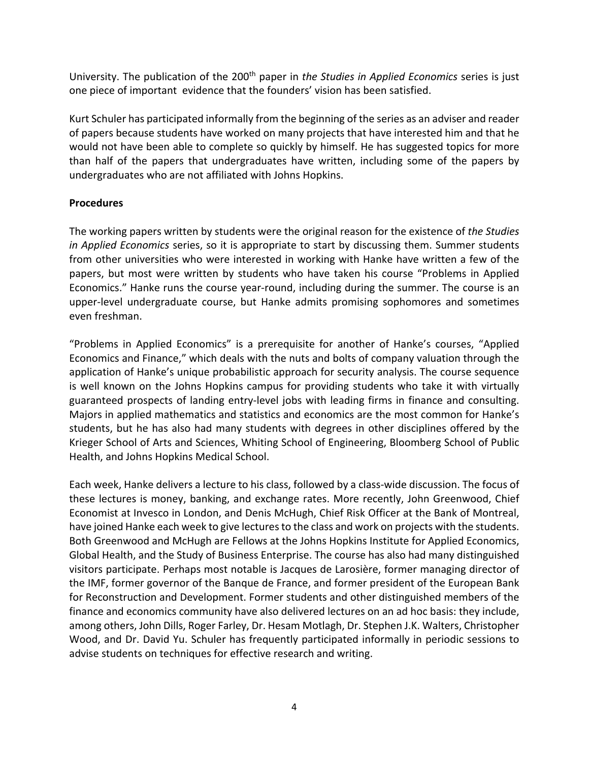University. The publication of the 200th paper in *the Studies in Applied Economics* series is just one piece of important evidence that the founders' vision has been satisfied.

Kurt Schuler has participated informally from the beginning of the series as an adviser and reader of papers because students have worked on many projects that have interested him and that he would not have been able to complete so quickly by himself. He has suggested topics for more than half of the papers that undergraduates have written, including some of the papers by undergraduates who are not affiliated with Johns Hopkins.

**Procedures**

The working papers written by students were the original reason for the existence of *the Studies in Applied Economics* series, so it is appropriate to start by discussing them. Summer students from other universities who were interested in working with Hanke have written a few of the papers, but most were written by students who have taken his course "Problems in Applied Economics." Hanke runs the course year-round, including during the summer. The course is an upper-level undergraduate course, but Hanke admits promising sophomores and sometimes even freshman.

"Problems in Applied Economics" is a prerequisite for another of Hanke's courses, "Applied Economics and Finance," which deals with the nuts and bolts of company valuation through the application of Hanke's unique probabilistic approach for security analysis. The course sequence is well known on the Johns Hopkins campus for providing students who take it with virtually guaranteed prospects of landing entry-level jobs with leading firms in finance and consulting. Majors in applied mathematics and statistics and economics are the most common for Hanke's students, but he has also had many students with degrees in other disciplines offered by the Krieger School of Arts and Sciences, Whiting School of Engineering, Bloomberg School of Public Health, and Johns Hopkins Medical School.

Each week, Hanke delivers a lecture to his class, followed by a class-wide discussion. The focus of these lectures is money, banking, and exchange rates. More recently, John Greenwood, Chief Economist at Invesco in London, and Denis McHugh, Chief Risk Officer at the Bank of Montreal, have joined Hanke each week to give lectures to the class and work on projects with the students. Both Greenwood and McHugh are Fellows at the Johns Hopkins Institute for Applied Economics, Global Health, and the Study of Business Enterprise. The course has also had many distinguished visitors participate. Perhaps most notable is Jacques de Larosière, former managing director of the IMF, former governor of the Banque de France, and former president of the European Bank for Reconstruction and Development. Former students and other distinguished members of the finance and economics community have also delivered lectures on an ad hoc basis: they include, among others, John Dills, Roger Farley, Dr. Hesam Motlagh, Dr. Stephen J.K. Walters, Christopher Wood, and Dr. David Yu. Schuler has frequently participated informally in periodic sessions to advise students on techniques for effective research and writing.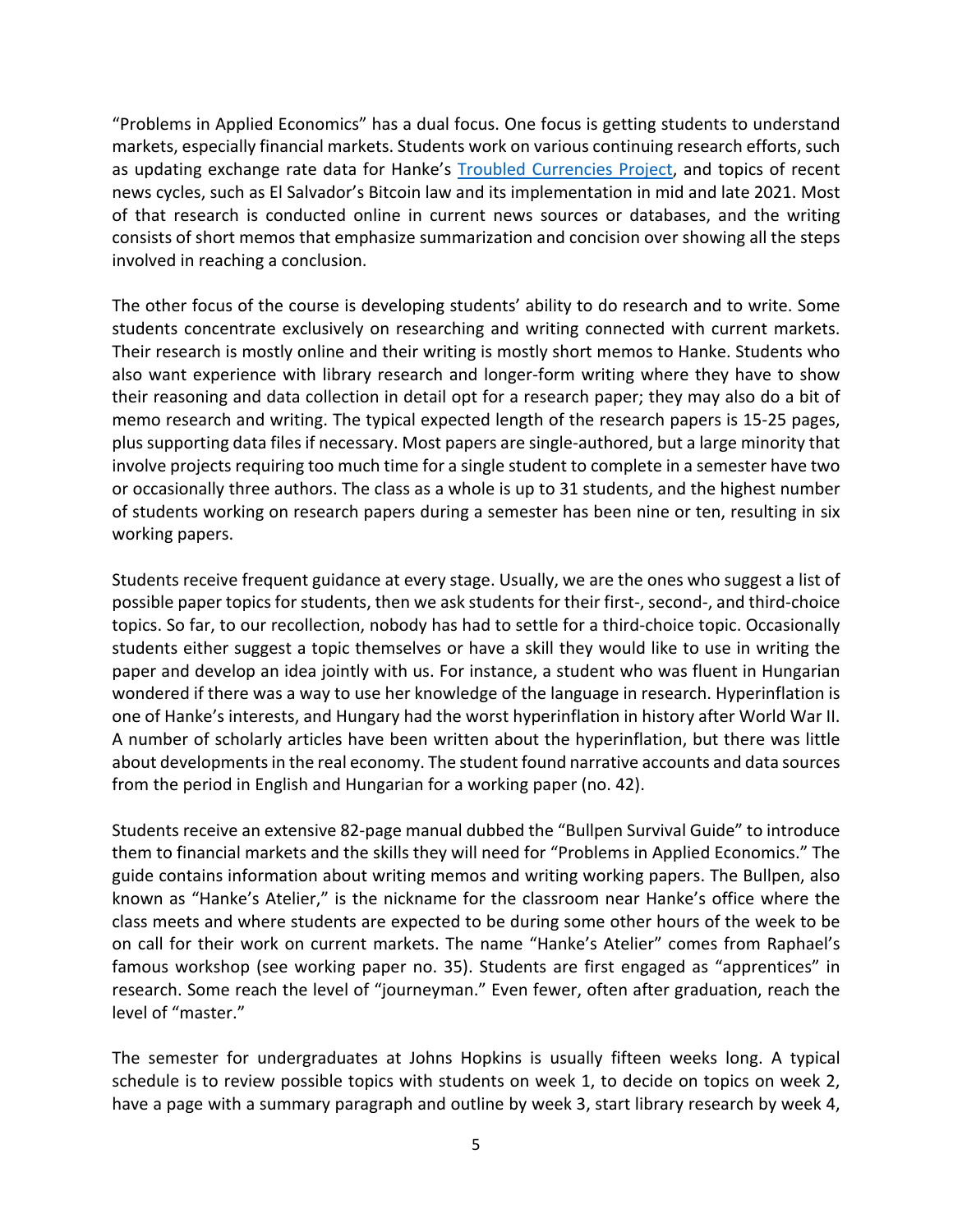"Problems in Applied Economics" has a dual focus. One focus is getting students to understand markets, especially financial markets. Students work on various continuing research efforts, such as updating exchange rate data for Hanke's [Troubled Currencies Project](), and topics of recent news cycles, such as El Salvador's Bitcoin law and its implementation in mid and late 2021. Most of that research is conducted online in current news sources or databases, and the writing consists of short memos that emphasize summarization and concision over showing all the steps involved in reaching a conclusion.

The other focus of the course is developing students' ability to do research and to write. Some students concentrate exclusively on researching and writing connected with current markets. Their research is mostly online and their writing is mostly short memos to Hanke. Students who also want experience with library research and longer-form writing where they have to show their reasoning and data collection in detail opt for a research paper; they may also do a bit of memo research and writing. The typical expected length of the research papers is 15-25 pages, plus supporting data files if necessary. Most papers are single-authored, but a large minority that involve projects requiring too much time for a single student to complete in a semester have two or occasionally three authors. The class as a whole is up to 31 students, and the highest number of students working on research papers during a semester has been nine or ten, resulting in six working papers.

Students receive frequent guidance at every stage. Usually, we are the ones who suggest a list of possible paper topics for students, then we ask students for their first-, second-, and third-choice topics. So far, to our recollection, nobody has had to settle for a third-choice topic. Occasionally students either suggest a topic themselves or have a skill they would like to use in writing the paper and develop an idea jointly with us. For instance, a student who was fluent in Hungarian wondered if there was a way to use her knowledge of the language in research. Hyperinflation is one of Hanke's interests, and Hungary had the worst hyperinflation in history after World War II. A number of scholarly articles have been written about the hyperinflation, but there was little about developments in the real economy. The student found narrative accounts and data sources from the period in English and Hungarian for a working paper (no. 42).

Students receive an extensive 82-page manual dubbed the "Bullpen Survival Guide" to introduce them to financial markets and the skills they will need for "Problems in Applied Economics." The guide contains information about writing memos and writing working papers. The Bullpen, also known as "Hanke's Atelier," is the nickname for the classroom near Hanke's office where the class meets and where students are expected to be during some other hours of the week to be on call for their work on current markets. The name "Hanke's Atelier" comes from Raphael's famous workshop (see working paper no. 35). Students are first engaged as "apprentices" in research. Some reach the level of "journeyman." Even fewer, often after graduation, reach the level of "master."

The semester for undergraduates at Johns Hopkins is usually fifteen weeks long. A typical schedule is to review possible topics with students on week 1, to decide on topics on week 2, have a page with a summary paragraph and outline by week 3, start library research by week 4,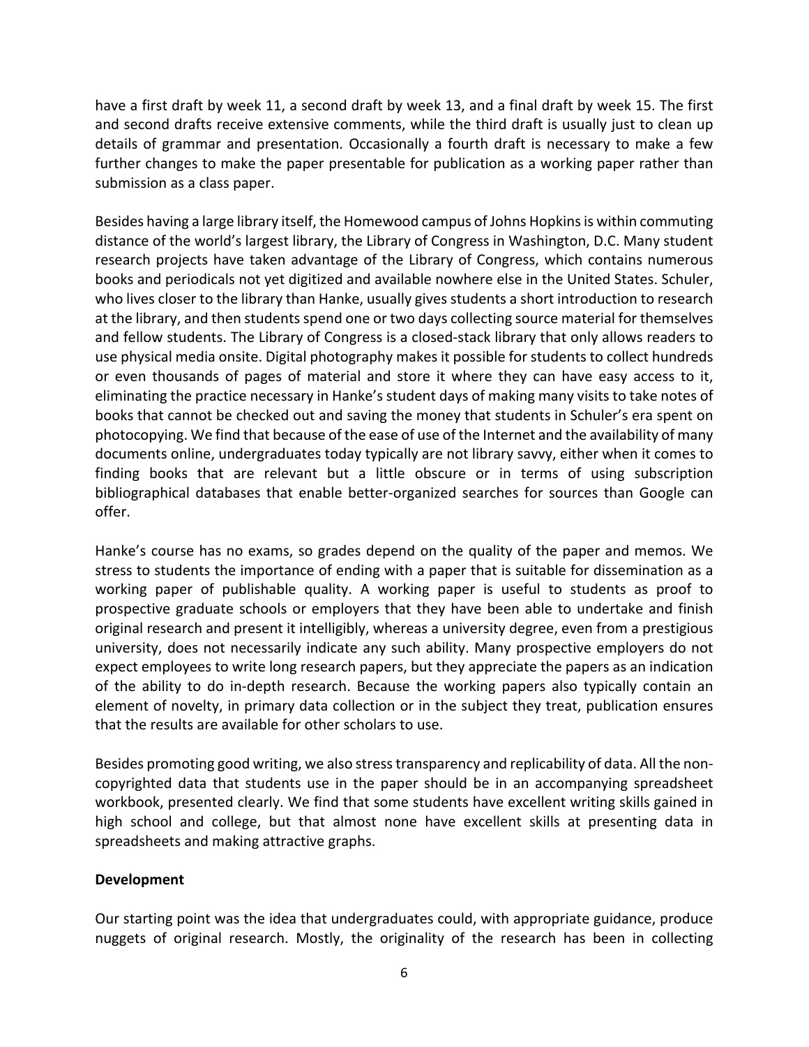have a first draft by week 11, a second draft by week 13, and a final draft by week 15. The first and second drafts receive extensive comments, while the third draft is usually just to clean up details of grammar and presentation. Occasionally a fourth draft is necessary to make a few further changes to make the paper presentable for publication as a working paper rather than submission as a class paper.

Besides having a large library itself, the Homewood campus of Johns Hopkins is within commuting distance of the world's largest library, the Library of Congress in Washington, D.C. Many student research projects have taken advantage of the Library of Congress, which contains numerous books and periodicals not yet digitized and available nowhere else in the United States. Schuler, who lives closer to the library than Hanke, usually gives students a short introduction to research at the library, and then students spend one or two days collecting source material for themselves and fellow students. The Library of Congress is a closed-stack library that only allows readers to use physical media onsite. Digital photography makes it possible for students to collect hundreds or even thousands of pages of material and store it where they can have easy access to it, eliminating the practice necessary in Hanke's student days of making many visits to take notes of books that cannot be checked out and saving the money that students in Schuler's era spent on photocopying. We find that because of the ease of use of the Internet and the availability of many documents online, undergraduates today typically are not library savvy, either when it comes to finding books that are relevant but a little obscure or in terms of using subscription bibliographical databases that enable better-organized searches for sources than Google can offer.

Hanke's course has no exams, so grades depend on the quality of the paper and memos. We stress to students the importance of ending with a paper that is suitable for dissemination as a working paper of publishable quality. A working paper is useful to students as proof to prospective graduate schools or employers that they have been able to undertake and finish original research and present it intelligibly, whereas a university degree, even from a prestigious university, does not necessarily indicate any such ability. Many prospective employers do not expect employees to write long research papers, but they appreciate the papers as an indication of the ability to do in-depth research. Because the working papers also typically contain an element of novelty, in primary data collection or in the subject they treat, publication ensures that the results are available for other scholars to use.

Besides promoting good writing, we also stress transparency and replicability of data. All the non-copyrighted data that students use in the paper should be in an accompanying spreadsheet workbook, presented clearly. We find that some students have excellent writing skills gained in high school and college, but that almost none have excellent skills at presenting data in spreadsheets and making attractive graphs.

**Development**

Our starting point was the idea that undergraduates could, with appropriate guidance, produce nuggets of original research. Mostly, the originality of the research has been in collecting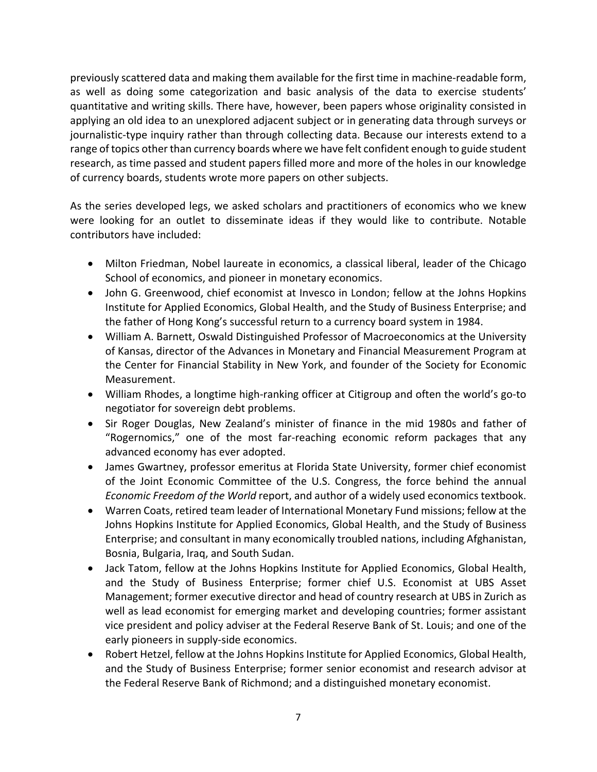previously scattered data and making them available for the first time in machine-readable form, as well as doing some categorization and basic analysis of the data to exercise students' quantitative and writing skills. There have, however, been papers whose originality consisted in applying an old idea to an unexplored adjacent subject or in generating data through surveys or journalistic-type inquiry rather than through collecting data. Because our interests extend to a range of topics other than currency boards where we have felt confident enough to guide student research, as time passed and student papers filled more and more of the holes in our knowledge of currency boards, students wrote more papers on other subjects.

As the series developed legs, we asked scholars and practitioners of economics who we knew were looking for an outlet to disseminate ideas if they would like to contribute. Notable contributors have included:

- Milton Friedman, Nobel laureate in economics, a classical liberal, leader of the Chicago School of economics, and pioneer in monetary economics.
- John G. Greenwood, chief economist at Invesco in London; fellow at the Johns Hopkins Institute for Applied Economics, Global Health, and the Study of Business Enterprise; and the father of Hong Kong's successful return to a currency board system in 1984.
- William A. Barnett, Oswald Distinguished Professor of Macroeconomics at the University of Kansas, director of the Advances in Monetary and Financial Measurement Program at the Center for Financial Stability in New York, and founder of the Society for Economic Measurement.
- William Rhodes, a longtime high-ranking officer at Citigroup and often the world's go-to negotiator for sovereign debt problems.
- Sir Roger Douglas, New Zealand's minister of finance in the mid 1980s and father of "Rogernomics," one of the most far-reaching economic reform packages that any advanced economy has ever adopted.
- James Gwartney, professor emeritus at Florida State University, former chief economist of the Joint Economic Committee of the U.S. Congress, the force behind the annual *Economic Freedom of the World* report, and author of a widely used economics textbook.
- Warren Coats, retired team leader of International Monetary Fund missions; fellow at the Johns Hopkins Institute for Applied Economics, Global Health, and the Study of Business Enterprise; and consultant in many economically troubled nations, including Afghanistan, Bosnia, Bulgaria, Iraq, and South Sudan.
- Jack Tatom, fellow at the Johns Hopkins Institute for Applied Economics, Global Health, and the Study of Business Enterprise; former chief U.S. Economist at UBS Asset Management; former executive director and head of country research at UBS in Zurich as well as lead economist for emerging market and developing countries; former assistant vice president and policy adviser at the Federal Reserve Bank of St. Louis; and one of the early pioneers in supply-side economics.
- Robert Hetzel, fellow at the Johns Hopkins Institute for Applied Economics, Global Health, and the Study of Business Enterprise; former senior economist and research advisor at the Federal Reserve Bank of Richmond; and a distinguished monetary economist.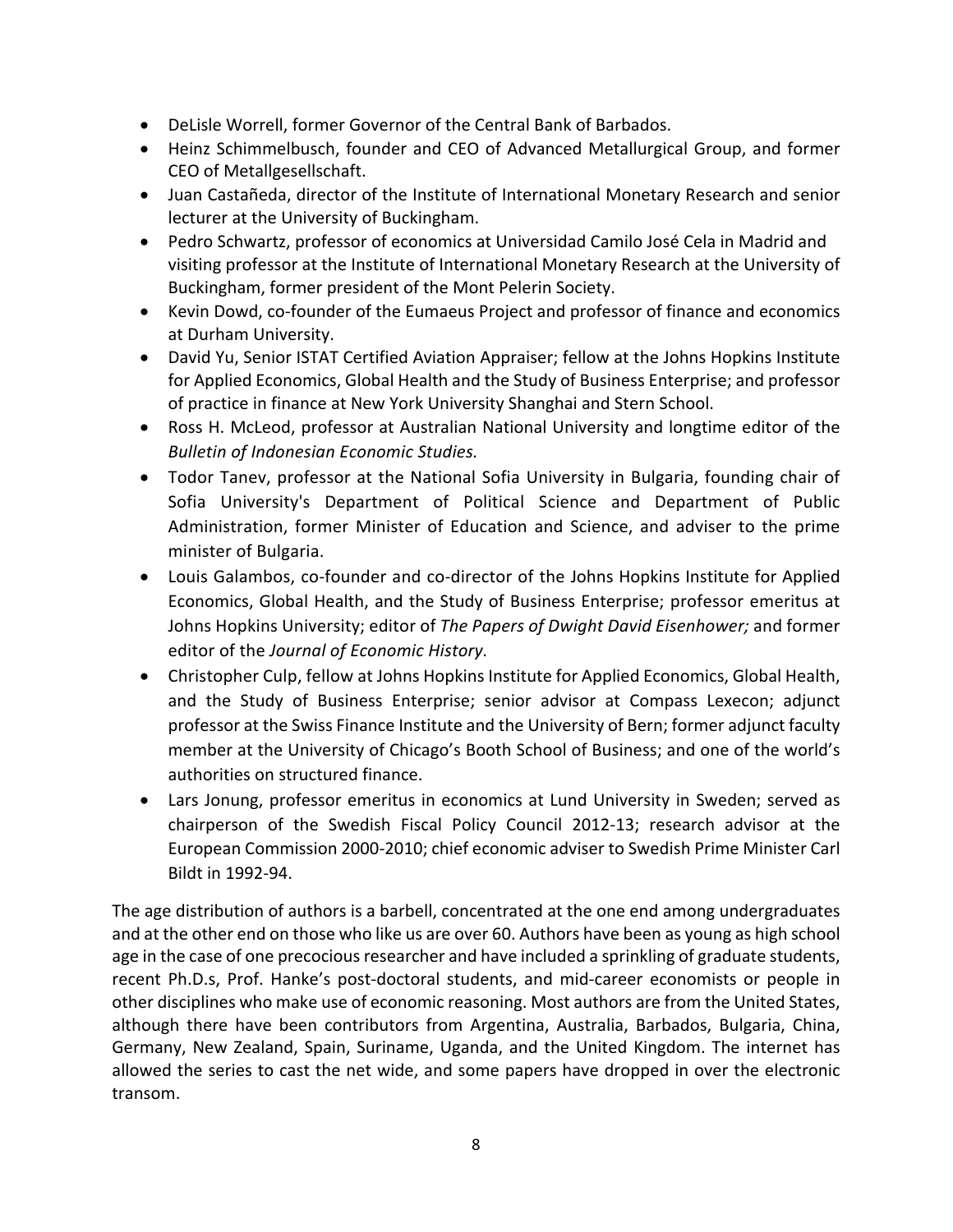- DeLisle Worrell, former Governor of the Central Bank of Barbados.
- Heinz Schimmelbusch, founder and CEO of Advanced Metallurgical Group, and former CEO of Metallgesellschaft.
- Juan Castañeda, director of the Institute of International Monetary Research and senior lecturer at the University of Buckingham.
- Pedro Schwartz, professor of economics at Universidad Camilo José Cela in Madrid and visiting professor at the Institute of International Monetary Research at the University of Buckingham, former president of the Mont Pelerin Society.
- Kevin Dowd, co-founder of the Eumaeus Project and professor of finance and economics at Durham University.
- David Yu, Senior ISTAT Certified Aviation Appraiser; fellow at the Johns Hopkins Institute for Applied Economics, Global Health and the Study of Business Enterprise; and professor of practice in finance at New York University Shanghai and Stern School.
- Ross H. McLeod, professor at Australian National University and longtime editor of the *Bulletin of Indonesian Economic Studies.*
- Todor Tanev, professor at the National Sofia University in Bulgaria, founding chair of Sofia University's Department of Political Science and Department of Public Administration, former Minister of Education and Science, and adviser to the prime minister of Bulgaria.
- Louis Galambos, co-founder and co-director of the Johns Hopkins Institute for Applied Economics, Global Health, and the Study of Business Enterprise; professor emeritus at Johns Hopkins University; editor of *The Papers of Dwight David Eisenhower;* and former editor of the *Journal of Economic History.*
- Christopher Culp, fellow at Johns Hopkins Institute for Applied Economics, Global Health, and the Study of Business Enterprise; senior advisor at Compass Lexecon; adjunct professor at the Swiss Finance Institute and the University of Bern; former adjunct faculty member at the University of Chicago's Booth School of Business; and one of the world's authorities on structured finance.
- Lars Jonung, professor emeritus in economics at Lund University in Sweden; served as chairperson of the Swedish Fiscal Policy Council 2012-13; research advisor at the European Commission 2000-2010; chief economic adviser to Swedish Prime Minister Carl Bildt in 1992-94.

The age distribution of authors is a barbell, concentrated at the one end among undergraduates and at the other end on those who like us are over 60. Authors have been as young as high school age in the case of one precocious researcher and have included a sprinkling of graduate students, recent Ph.D.s, Prof. Hanke's post-doctoral students, and mid-career economists or people in other disciplines who make use of economic reasoning. Most authors are from the United States, although there have been contributors from Argentina, Australia, Barbados, Bulgaria, China, Germany, New Zealand, Spain, Suriname, Uganda, and the United Kingdom. The internet has allowed the series to cast the net wide, and some papers have dropped in over the electronic transom.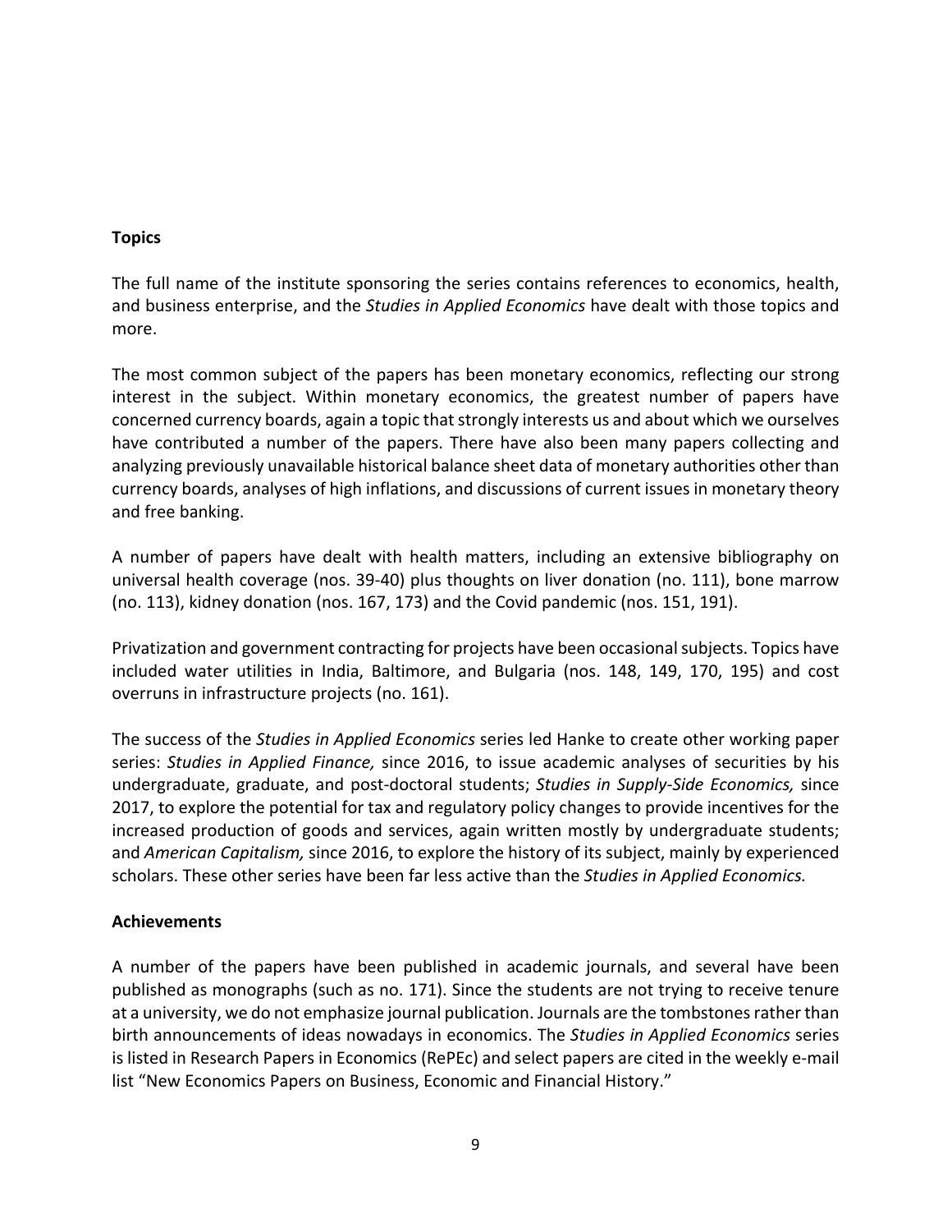**Topics**

The full name of the institute sponsoring the series contains references to economics, health, and business enterprise, and the *Studies in Applied Economics* have dealt with those topics and more.

The most common subject of the papers has been monetary economics, reflecting our strong interest in the subject. Within monetary economics, the greatest number of papers have concerned currency boards, again a topic that strongly interests us and about which we ourselves have contributed a number of the papers. There have also been many papers collecting and analyzing previously unavailable historical balance sheet data of monetary authorities other than currency boards, analyses of high inflations, and discussions of current issues in monetary theory and free banking.

A number of papers have dealt with health matters, including an extensive bibliography on universal health coverage (nos. 39-40) plus thoughts on liver donation (no. 111), bone marrow (no. 113), kidney donation (nos. 167, 173) and the Covid pandemic (nos. 151, 191).

Privatization and government contracting for projects have been occasional subjects. Topics have included water utilities in India, Baltimore, and Bulgaria (nos. 148, 149, 170, 195) and cost overruns in infrastructure projects (no. 161).

The success of the *Studies in Applied Economics* series led Hanke to create other working paper series: *Studies in Applied Finance,* since 2016, to issue academic analyses of securities by his undergraduate, graduate, and post-doctoral students; *Studies in Supply-Side Economics,* since 2017, to explore the potential for tax and regulatory policy changes to provide incentives for the increased production of goods and services, again written mostly by undergraduate students; and *American Capitalism,* since 2016, to explore the history of its subject, mainly by experienced scholars. These other series have been far less active than the *Studies in Applied Economics.*

**Achievements**

A number of the papers have been published in academic journals, and several have been published as monographs (such as no. 171). Since the students are not trying to receive tenure at a university, we do not emphasize journal publication. Journals are the tombstones rather than birth announcements of ideas nowadays in economics. The *Studies in Applied Economics* series is listed in Research Papers in Economics (RePEc) and select papers are cited in the weekly e-mail list "New Economics Papers on Business, Economic and Financial History."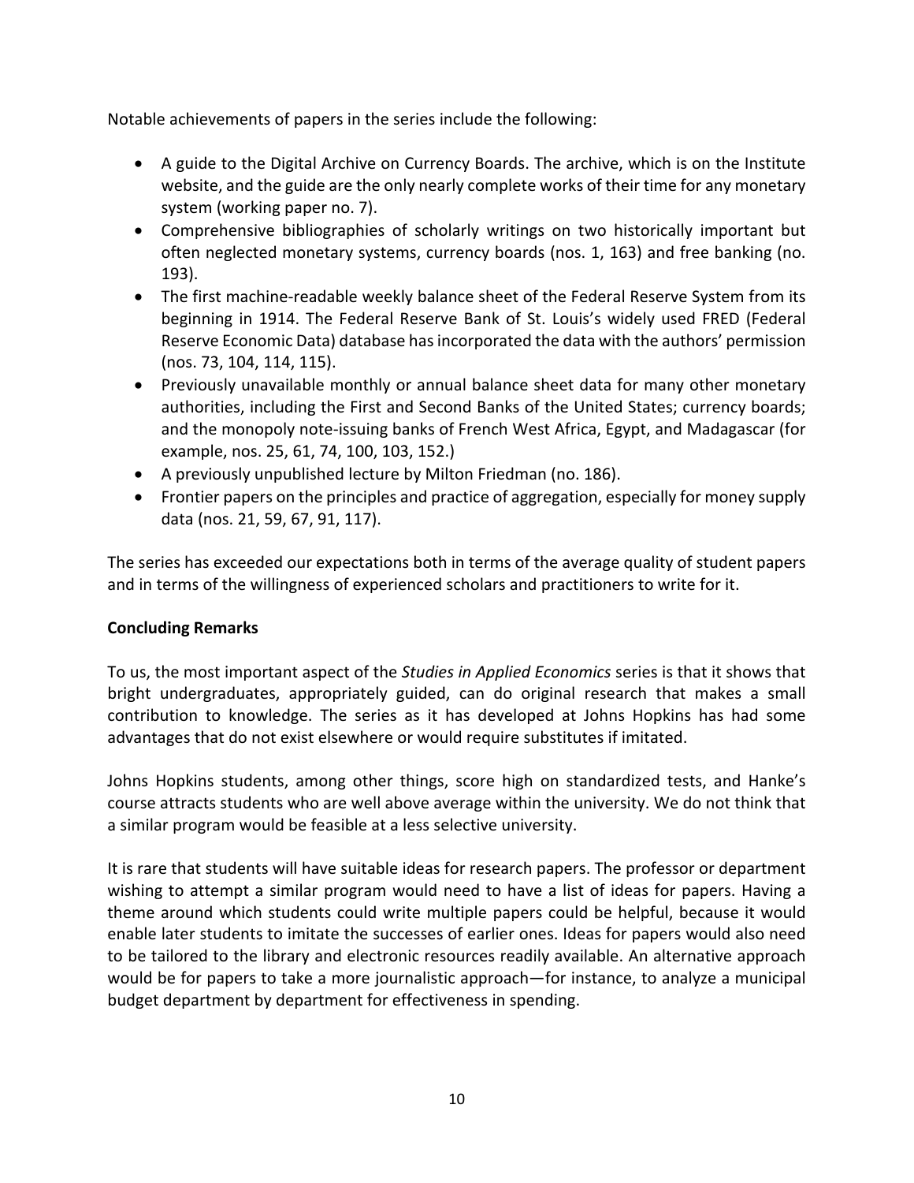Notable achievements of papers in the series include the following:

- A guide to the Digital Archive on Currency Boards. The archive, which is on the Institute website, and the guide are the only nearly complete works of their time for any monetary system (working paper no. 7).
- Comprehensive bibliographies of scholarly writings on two historically important but often neglected monetary systems, currency boards (nos. 1, 163) and free banking (no. 193).
- The first machine-readable weekly balance sheet of the Federal Reserve System from its beginning in 1914. The Federal Reserve Bank of St. Louis's widely used FRED (Federal Reserve Economic Data) database has incorporated the data with the authors' permission (nos. 73, 104, 114, 115).
- Previously unavailable monthly or annual balance sheet data for many other monetary authorities, including the First and Second Banks of the United States; currency boards; and the monopoly note-issuing banks of French West Africa, Egypt, and Madagascar (for example, nos. 25, 61, 74, 100, 103, 152.)
- A previously unpublished lecture by Milton Friedman (no. 186).
- Frontier papers on the principles and practice of aggregation, especially for money supply data (nos. 21, 59, 67, 91, 117).

The series has exceeded our expectations both in terms of the average quality of student papers and in terms of the willingness of experienced scholars and practitioners to write for it.

**Concluding Remarks**

To us, the most important aspect of the *Studies in Applied Economics* series is that it shows that bright undergraduates, appropriately guided, can do original research that makes a small contribution to knowledge. The series as it has developed at Johns Hopkins has had some advantages that do not exist elsewhere or would require substitutes if imitated.

Johns Hopkins students, among other things, score high on standardized tests, and Hanke's course attracts students who are well above average within the university. We do not think that a similar program would be feasible at a less selective university.

It is rare that students will have suitable ideas for research papers. The professor or department wishing to attempt a similar program would need to have a list of ideas for papers. Having a theme around which students could write multiple papers could be helpful, because it would enable later students to imitate the successes of earlier ones. Ideas for papers would also need to be tailored to the library and electronic resources readily available. An alternative approach would be for papers to take a more journalistic approach—for instance, to analyze a municipal budget department by department for effectiveness in spending.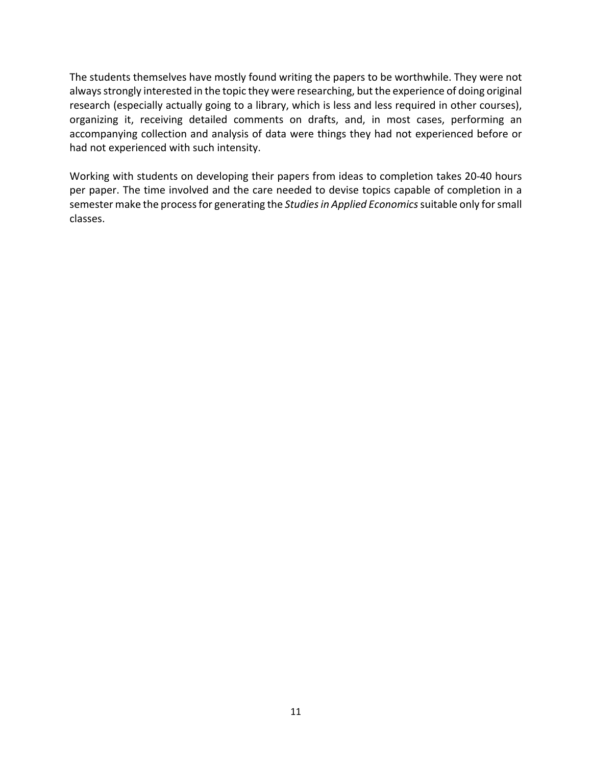The students themselves have mostly found writing the papers to be worthwhile. They were not always strongly interested in the topic they were researching, but the experience of doing original research (especially actually going to a library, which is less and less required in other courses), organizing it, receiving detailed comments on drafts, and, in most cases, performing an accompanying collection and analysis of data were things they had not experienced before or had not experienced with such intensity.

Working with students on developing their papers from ideas to completion takes 20-40 hours per paper. The time involved and the care needed to devise topics capable of completion in a semester make the process for generating the *Studies in Applied Economics* suitable only for small classes.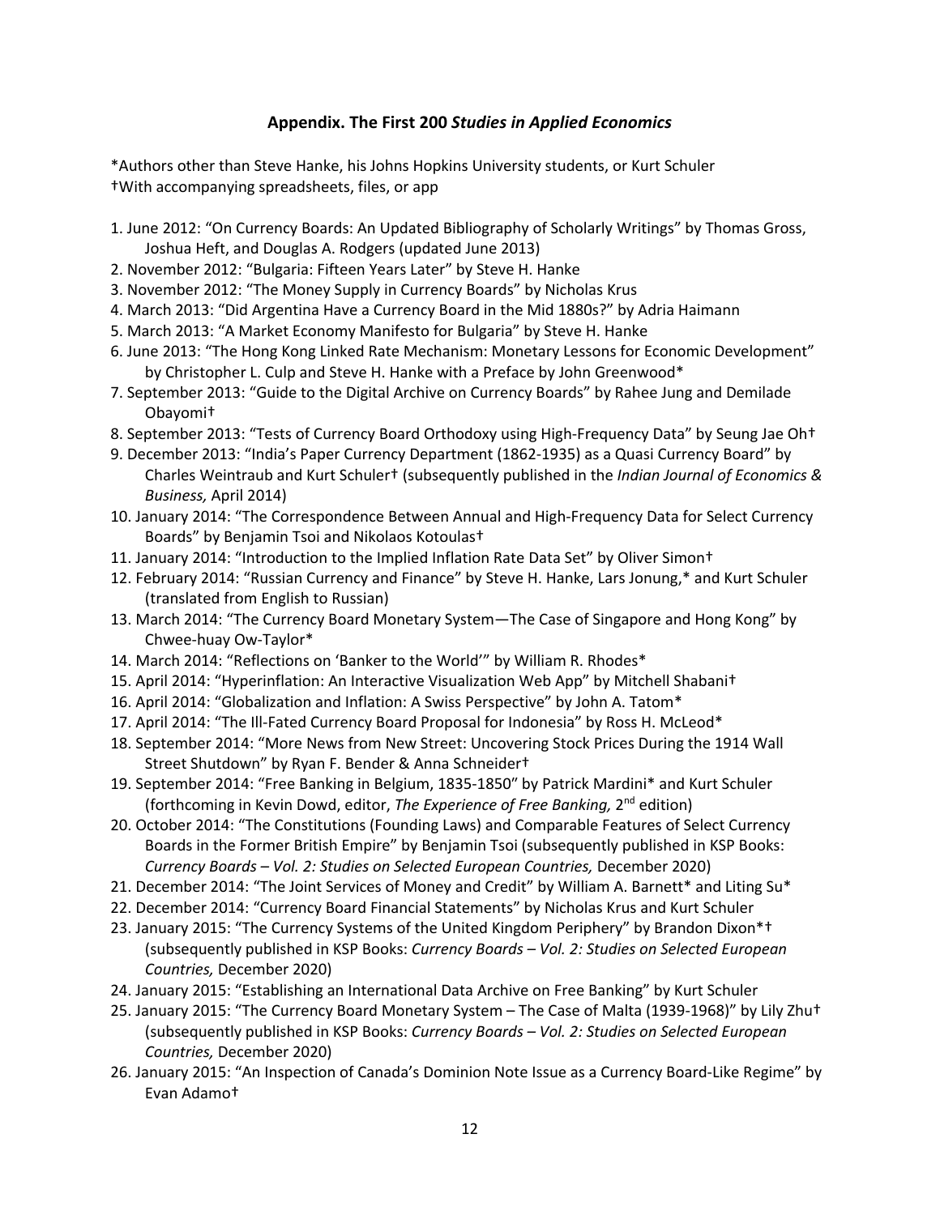## Appendix. The First 200 *Studies in Applied Economics*

*Authors other than Steve Hanke, his Johns Hopkins University students, or Kurt Schuler
†With accompanying spreadsheets, files, or app

1. June 2012: "On Currency Boards: An Updated Bibliography of Scholarly Writings" by Thomas Gross, Joshua Heft, and Douglas A. Rodgers (updated June 2013)
2. November 2012: "Bulgaria: Fifteen Years Later" by Steve H. Hanke
3. November 2012: "The Money Supply in Currency Boards" by Nicholas Krus
4. March 2013: "Did Argentina Have a Currency Board in the Mid 1880s?" by Adria Haimann
5. March 2013: "A Market Economy Manifesto for Bulgaria" by Steve H. Hanke
6. June 2013: "The Hong Kong Linked Rate Mechanism: Monetary Lessons for Economic Development" by Christopher L. Culp and Steve H. Hanke with a Preface by John Greenwood*
7. September 2013: "Guide to the Digital Archive on Currency Boards" by Rahee Jung and Demilade Obayomi†
8. September 2013: "Tests of Currency Board Orthodoxy using High-Frequency Data" by Seung Jae Oh†
9. December 2013: "India's Paper Currency Department (1862-1935) as a Quasi Currency Board" by Charles Weintraub and Kurt Schuler† (subsequently published in the *Indian Journal of Economics & Business,* April 2014)
10. January 2014: "The Correspondence Between Annual and High-Frequency Data for Select Currency Boards" by Benjamin Tsoi and Nikolaos Kotoulas†
11. January 2014: "Introduction to the Implied Inflation Rate Data Set" by Oliver Simon†
12. February 2014: "Russian Currency and Finance" by Steve H. Hanke, Lars Jonung,* and Kurt Schuler (translated from English to Russian)
13. March 2014: "The Currency Board Monetary System—The Case of Singapore and Hong Kong" by Chwee-huay Ow-Taylor*
14. March 2014: "Reflections on 'Banker to the World'" by William R. Rhodes*
15. April 2014: "Hyperinflation: An Interactive Visualization Web App" by Mitchell Shabani†
16. April 2014: "Globalization and Inflation: A Swiss Perspective" by John A. Tatom*
17. April 2014: "The Ill-Fated Currency Board Proposal for Indonesia" by Ross H. McLeod*
18. September 2014: "More News from New Street: Uncovering Stock Prices During the 1914 Wall Street Shutdown" by Ryan F. Bender & Anna Schneider†
19. September 2014: "Free Banking in Belgium, 1835-1850" by Patrick Mardini* and Kurt Schuler (forthcoming in Kevin Dowd, editor, *The Experience of Free Banking,* 2nd edition)
20. October 2014: "The Constitutions (Founding Laws) and Comparable Features of Select Currency Boards in the Former British Empire" by Benjamin Tsoi (subsequently published in KSP Books: *Currency Boards – Vol. 2: Studies on Selected European Countries,* December 2020)
21. December 2014: "The Joint Services of Money and Credit" by William A. Barnett* and Liting Su*
22. December 2014: "Currency Board Financial Statements" by Nicholas Krus and Kurt Schuler
23. January 2015: "The Currency Systems of the United Kingdom Periphery" by Brandon Dixon*† (subsequently published in KSP Books: *Currency Boards – Vol. 2: Studies on Selected European Countries,* December 2020)
24. January 2015: "Establishing an International Data Archive on Free Banking" by Kurt Schuler
25. January 2015: "The Currency Board Monetary System – The Case of Malta (1939-1968)" by Lily Zhu† (subsequently published in KSP Books: *Currency Boards – Vol. 2: Studies on Selected European Countries,* December 2020)
26. January 2015: "An Inspection of Canada's Dominion Note Issue as a Currency Board-Like Regime" by Evan Adamo†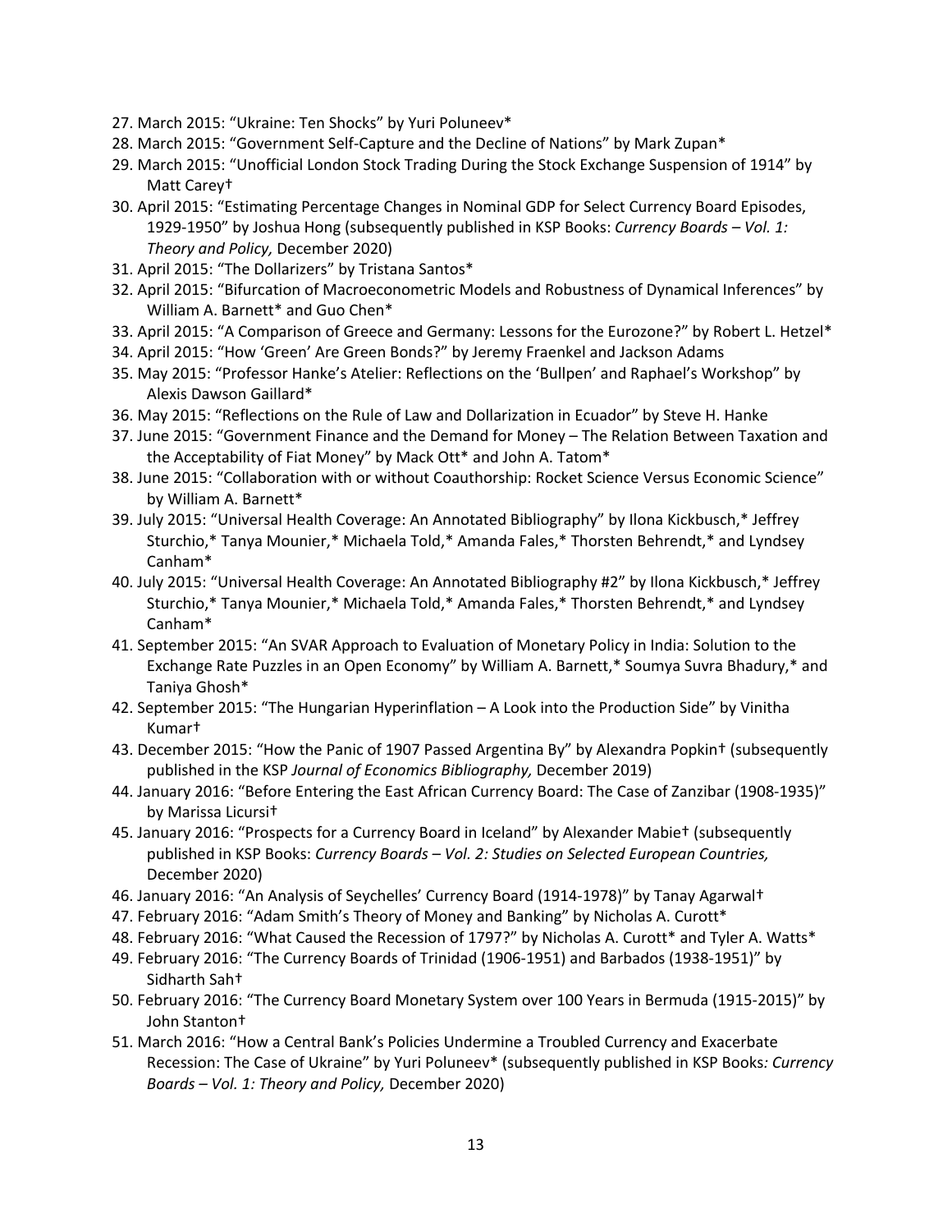27. March 2015: “Ukraine: Ten Shocks” by Yuri Poluneev*
28. March 2015: “Government Self-Capture and the Decline of Nations” by Mark Zupan*
29. March 2015: “Unofficial London Stock Trading During the Stock Exchange Suspension of 1914” by Matt Carey†
30. April 2015: “Estimating Percentage Changes in Nominal GDP for Select Currency Board Episodes, 1929-1950” by Joshua Hong (subsequently published in KSP Books: *Currency Boards – Vol. 1: Theory and Policy,* December 2020)
31. April 2015: “The Dollarizers” by Tristana Santos*
32. April 2015: “Bifurcation of Macroeconometric Models and Robustness of Dynamical Inferences” by William A. Barnett* and Guo Chen*
33. April 2015: “A Comparison of Greece and Germany: Lessons for the Eurozone?” by Robert L. Hetzel*
34. April 2015: “How ‘Green’ Are Green Bonds?” by Jeremy Fraenkel and Jackson Adams
35. May 2015: “Professor Hanke’s Atelier: Reflections on the ‘Bullpen’ and Raphael’s Workshop” by Alexis Dawson Gaillard*
36. May 2015: “Reflections on the Rule of Law and Dollarization in Ecuador” by Steve H. Hanke
37. June 2015: “Government Finance and the Demand for Money – The Relation Between Taxation and the Acceptability of Fiat Money” by Mack Ott* and John A. Tatom*
38. June 2015: “Collaboration with or without Coauthorship: Rocket Science Versus Economic Science” by William A. Barnett*
39. July 2015: “Universal Health Coverage: An Annotated Bibliography” by Ilona Kickbusch,* Jeffrey Sturchio,* Tanya Mounier,* Michaela Told,* Amanda Fales,* Thorsten Behrendt,* and Lyndsey Canham*
40. July 2015: “Universal Health Coverage: An Annotated Bibliography #2” by Ilona Kickbusch,* Jeffrey Sturchio,* Tanya Mounier,* Michaela Told,* Amanda Fales,* Thorsten Behrendt,* and Lyndsey Canham*
41. September 2015: “An SVAR Approach to Evaluation of Monetary Policy in India: Solution to the Exchange Rate Puzzles in an Open Economy” by William A. Barnett,* Soumya Suvra Bhadury,* and Taniya Ghosh*
42. September 2015: “The Hungarian Hyperinflation – A Look into the Production Side” by Vinitha Kumar†
43. December 2015: “How the Panic of 1907 Passed Argentina By” by Alexandra Popkin† (subsequently published in the KSP *Journal of Economics Bibliography,* December 2019)
44. January 2016: “Before Entering the East African Currency Board: The Case of Zanzibar (1908-1935)” by Marissa Licursi†
45. January 2016: “Prospects for a Currency Board in Iceland” by Alexander Mabie† (subsequently published in KSP Books: *Currency Boards – Vol. 2: Studies on Selected European Countries,* December 2020)
46. January 2016: “An Analysis of Seychelles’ Currency Board (1914-1978)” by Tanay Agarwal†
47. February 2016: “Adam Smith’s Theory of Money and Banking” by Nicholas A. Curott*
48. February 2016: “What Caused the Recession of 1797?” by Nicholas A. Curott* and Tyler A. Watts*
49. February 2016: “The Currency Boards of Trinidad (1906-1951) and Barbados (1938-1951)” by Sidharth Sah†
50. February 2016: “The Currency Board Monetary System over 100 Years in Bermuda (1915-2015)” by John Stanton†
51. March 2016: “How a Central Bank’s Policies Undermine a Troubled Currency and Exacerbate Recession: The Case of Ukraine” by Yuri Poluneev* (subsequently published in KSP Books*: Currency Boards – Vol. 1: Theory and Policy,* December 2020)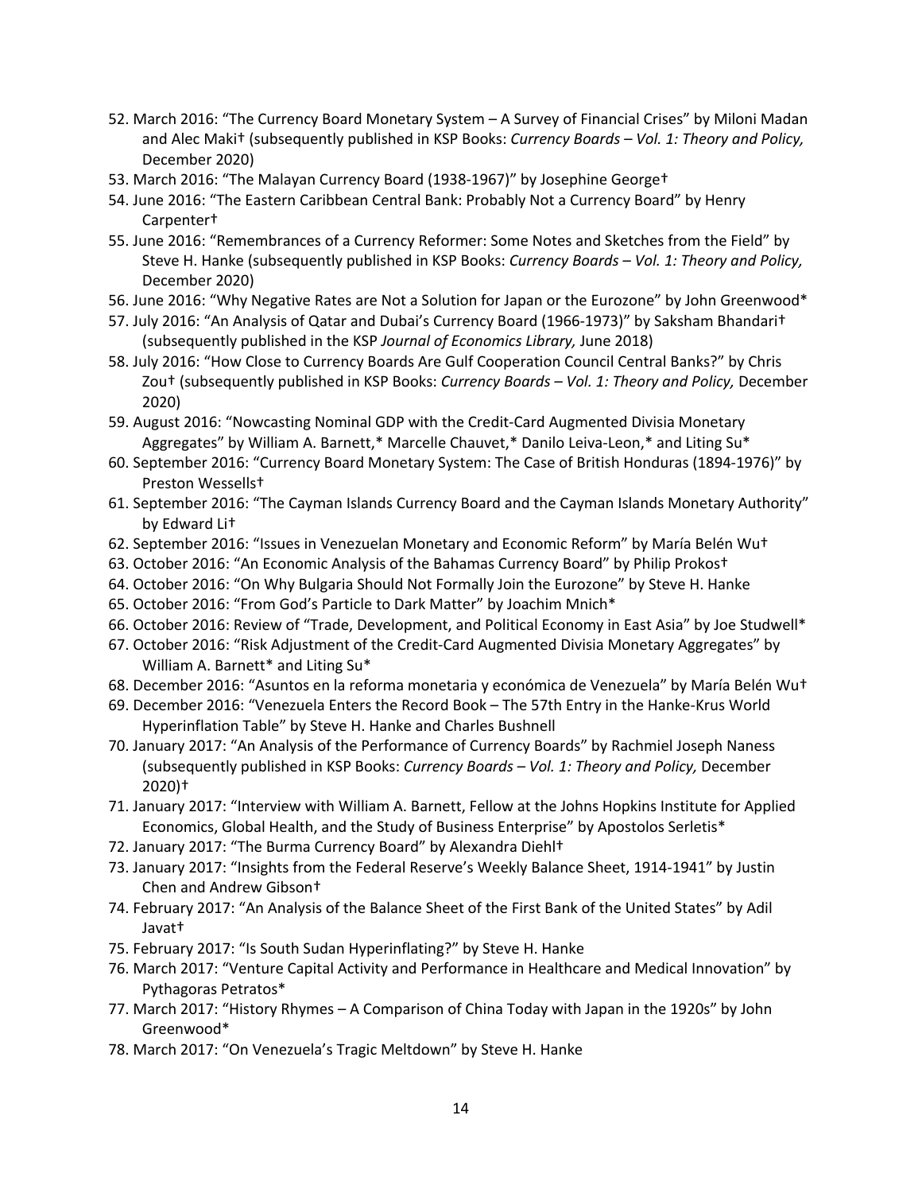52. March 2016: "The Currency Board Monetary System – A Survey of Financial Crises" by Miloni Madan and Alec Maki† (subsequently published in KSP Books: *Currency Boards – Vol. 1: Theory and Policy,* December 2020)
53. March 2016: "The Malayan Currency Board (1938-1967)" by Josephine George†
54. June 2016: "The Eastern Caribbean Central Bank: Probably Not a Currency Board" by Henry Carpenter†
55. June 2016: "Remembrances of a Currency Reformer: Some Notes and Sketches from the Field" by Steve H. Hanke (subsequently published in KSP Books: *Currency Boards – Vol. 1: Theory and Policy,* December 2020)
56. June 2016: "Why Negative Rates are Not a Solution for Japan or the Eurozone" by John Greenwood*
57. July 2016: "An Analysis of Qatar and Dubai's Currency Board (1966-1973)" by Saksham Bhandari† (subsequently published in the KSP *Journal of Economics Library,* June 2018)
58. July 2016: "How Close to Currency Boards Are Gulf Cooperation Council Central Banks?" by Chris Zou† (subsequently published in KSP Books: *Currency Boards – Vol. 1: Theory and Policy,* December 2020)
59. August 2016: "Nowcasting Nominal GDP with the Credit-Card Augmented Divisia Monetary Aggregates" by William A. Barnett,* Marcelle Chauvet,* Danilo Leiva-Leon,* and Liting Su*
60. September 2016: "Currency Board Monetary System: The Case of British Honduras (1894-1976)" by Preston Wessells†
61. September 2016: "The Cayman Islands Currency Board and the Cayman Islands Monetary Authority" by Edward Li†
62. September 2016: "Issues in Venezuelan Monetary and Economic Reform" by María Belén Wu†
63. October 2016: "An Economic Analysis of the Bahamas Currency Board" by Philip Prokos†
64. October 2016: "On Why Bulgaria Should Not Formally Join the Eurozone" by Steve H. Hanke
65. October 2016: "From God's Particle to Dark Matter" by Joachim Mnich*
66. October 2016: Review of "Trade, Development, and Political Economy in East Asia" by Joe Studwell*
67. October 2016: "Risk Adjustment of the Credit-Card Augmented Divisia Monetary Aggregates" by William A. Barnett* and Liting Su*
68. December 2016: "Asuntos en la reforma monetaria y económica de Venezuela" by María Belén Wu†
69. December 2016: "Venezuela Enters the Record Book – The 57th Entry in the Hanke-Krus World Hyperinflation Table" by Steve H. Hanke and Charles Bushnell
70. January 2017: "An Analysis of the Performance of Currency Boards" by Rachmiel Joseph Naness (subsequently published in KSP Books: *Currency Boards – Vol. 1: Theory and Policy,* December 2020)†
71. January 2017: "Interview with William A. Barnett, Fellow at the Johns Hopkins Institute for Applied Economics, Global Health, and the Study of Business Enterprise" by Apostolos Serletis*
72. January 2017: "The Burma Currency Board" by Alexandra Diehl†
73. January 2017: "Insights from the Federal Reserve's Weekly Balance Sheet, 1914-1941" by Justin Chen and Andrew Gibson†
74. February 2017: "An Analysis of the Balance Sheet of the First Bank of the United States" by Adil Javat†
75. February 2017: "Is South Sudan Hyperinflating?" by Steve H. Hanke
76. March 2017: "Venture Capital Activity and Performance in Healthcare and Medical Innovation" by Pythagoras Petratos*
77. March 2017: "History Rhymes – A Comparison of China Today with Japan in the 1920s" by John Greenwood*
78. March 2017: "On Venezuela's Tragic Meltdown" by Steve H. Hanke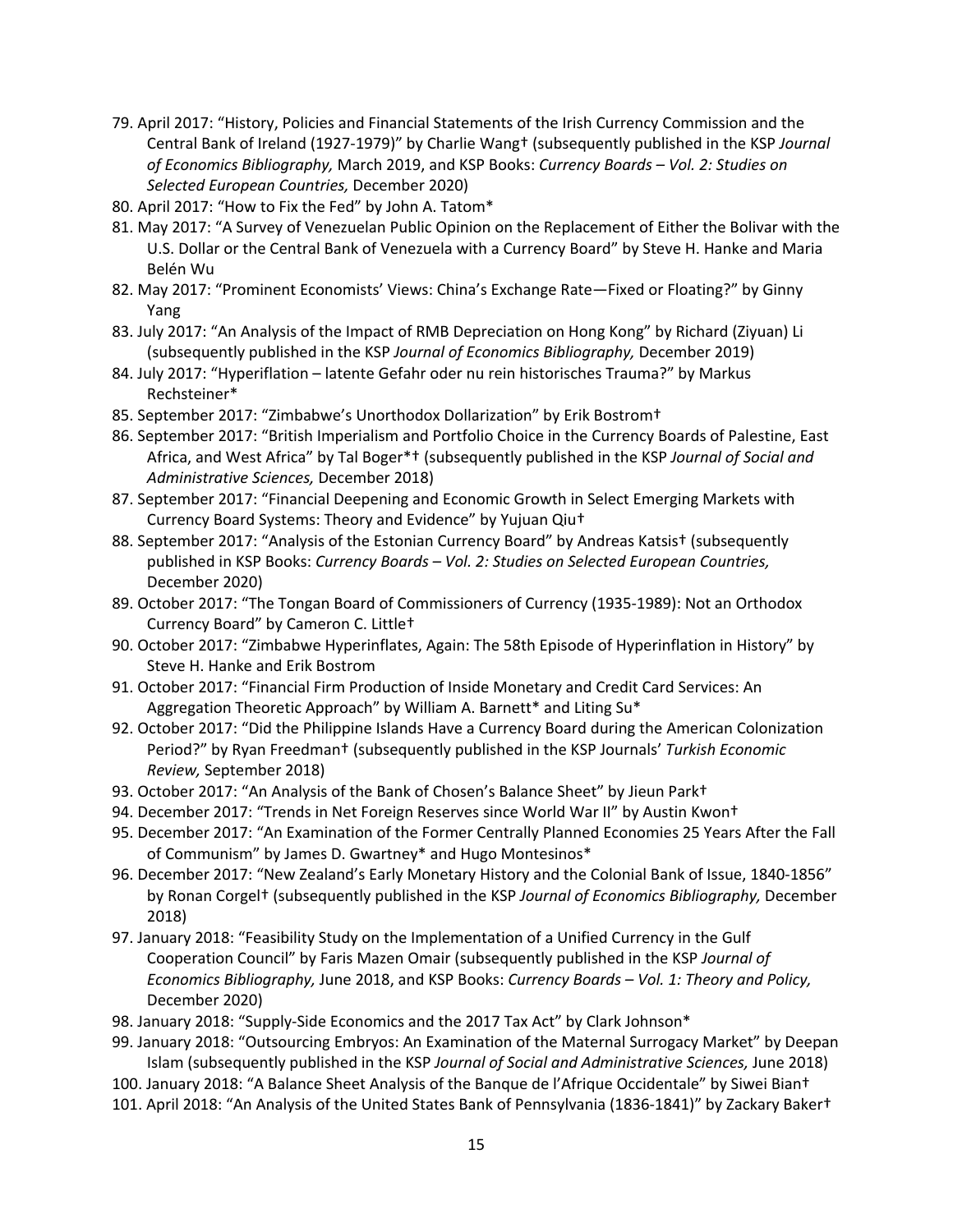79. April 2017: "History, Policies and Financial Statements of the Irish Currency Commission and the Central Bank of Ireland (1927-1979)" by Charlie Wang† (subsequently published in the KSP *Journal of Economics Bibliography,* March 2019, and KSP Books: *Currency Boards – Vol. 2: Studies on Selected European Countries,* December 2020)
80. April 2017: "How to Fix the Fed" by John A. Tatom*
81. May 2017: "A Survey of Venezuelan Public Opinion on the Replacement of Either the Bolivar with the U.S. Dollar or the Central Bank of Venezuela with a Currency Board" by Steve H. Hanke and Maria Belén Wu
82. May 2017: "Prominent Economists' Views: China's Exchange Rate—Fixed or Floating?" by Ginny Yang
83. July 2017: "An Analysis of the Impact of RMB Depreciation on Hong Kong" by Richard (Ziyuan) Li (subsequently published in the KSP *Journal of Economics Bibliography,* December 2019)
84. July 2017: "Hyperiflation – latente Gefahr oder nu rein historisches Trauma?" by Markus Rechsteiner*
85. September 2017: "Zimbabwe's Unorthodox Dollarization" by Erik Bostrom†
86. September 2017: "British Imperialism and Portfolio Choice in the Currency Boards of Palestine, East Africa, and West Africa" by Tal Boger*† (subsequently published in the KSP *Journal of Social and Administrative Sciences,* December 2018)
87. September 2017: "Financial Deepening and Economic Growth in Select Emerging Markets with Currency Board Systems: Theory and Evidence" by Yujuan Qiu†
88. September 2017: "Analysis of the Estonian Currency Board" by Andreas Katsis† (subsequently published in KSP Books: *Currency Boards – Vol. 2: Studies on Selected European Countries,* December 2020)
89. October 2017: "The Tongan Board of Commissioners of Currency (1935-1989): Not an Orthodox Currency Board" by Cameron C. Little†
90. October 2017: "Zimbabwe Hyperinflates, Again: The 58th Episode of Hyperinflation in History" by Steve H. Hanke and Erik Bostrom
91. October 2017: "Financial Firm Production of Inside Monetary and Credit Card Services: An Aggregation Theoretic Approach" by William A. Barnett* and Liting Su*
92. October 2017: "Did the Philippine Islands Have a Currency Board during the American Colonization Period?" by Ryan Freedman† (subsequently published in the KSP Journals' *Turkish Economic Review,* September 2018)
93. October 2017: "An Analysis of the Bank of Chosen's Balance Sheet" by Jieun Park†
94. December 2017: "Trends in Net Foreign Reserves since World War II" by Austin Kwon†
95. December 2017: "An Examination of the Former Centrally Planned Economies 25 Years After the Fall of Communism" by James D. Gwartney* and Hugo Montesinos*
96. December 2017: "New Zealand's Early Monetary History and the Colonial Bank of Issue, 1840-1856" by Ronan Corgel† (subsequently published in the KSP *Journal of Economics Bibliography,* December 2018)
97. January 2018: "Feasibility Study on the Implementation of a Unified Currency in the Gulf Cooperation Council" by Faris Mazen Omair (subsequently published in the KSP *Journal of Economics Bibliography,* June 2018, and KSP Books: *Currency Boards – Vol. 1: Theory and Policy,* December 2020)
98. January 2018: "Supply-Side Economics and the 2017 Tax Act" by Clark Johnson*
99. January 2018: "Outsourcing Embryos: An Examination of the Maternal Surrogacy Market" by Deepan Islam (subsequently published in the KSP *Journal of Social and Administrative Sciences,* June 2018)
100. January 2018: "A Balance Sheet Analysis of the Banque de l'Afrique Occidentale" by Siwei Bian†
101. April 2018: "An Analysis of the United States Bank of Pennsylvania (1836-1841)" by Zackary Baker†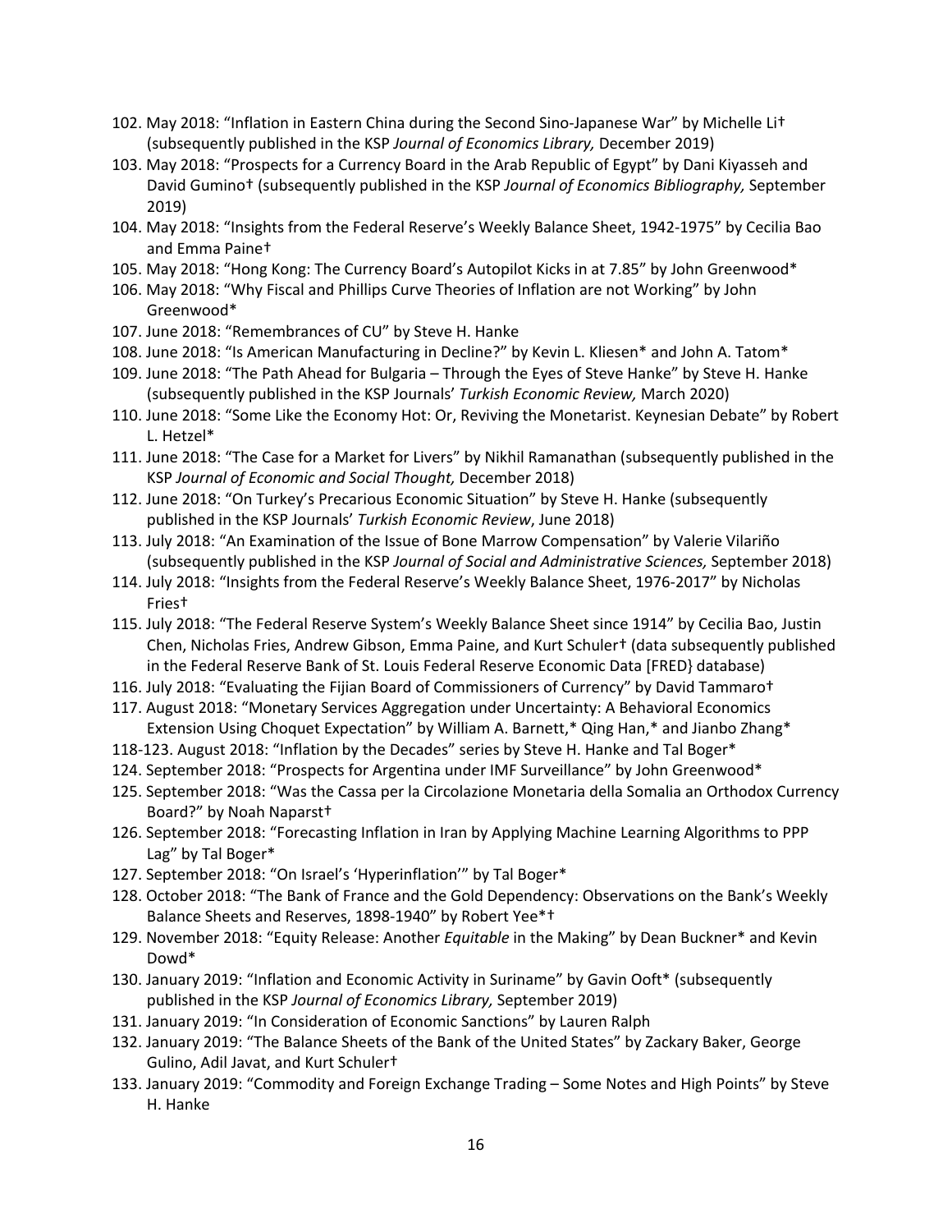102. May 2018: "Inflation in Eastern China during the Second Sino-Japanese War" by Michelle Li† (subsequently published in the KSP *Journal of Economics Library,* December 2019)
103. May 2018: "Prospects for a Currency Board in the Arab Republic of Egypt" by Dani Kiyasseh and David Gumino† (subsequently published in the KSP *Journal of Economics Bibliography,* September 2019)
104. May 2018: "Insights from the Federal Reserve's Weekly Balance Sheet, 1942-1975" by Cecilia Bao and Emma Paine†
105. May 2018: "Hong Kong: The Currency Board's Autopilot Kicks in at 7.85" by John Greenwood*
106. May 2018: "Why Fiscal and Phillips Curve Theories of Inflation are not Working" by John Greenwood*
107. June 2018: "Remembrances of CU" by Steve H. Hanke
108. June 2018: "Is American Manufacturing in Decline?" by Kevin L. Kliesen* and John A. Tatom*
109. June 2018: "The Path Ahead for Bulgaria – Through the Eyes of Steve Hanke" by Steve H. Hanke (subsequently published in the KSP Journals' *Turkish Economic Review,* March 2020)
110. June 2018: "Some Like the Economy Hot: Or, Reviving the Monetarist. Keynesian Debate" by Robert L. Hetzel*
111. June 2018: "The Case for a Market for Livers" by Nikhil Ramanathan (subsequently published in the KSP *Journal of Economic and Social Thought,* December 2018)
112. June 2018: "On Turkey's Precarious Economic Situation" by Steve H. Hanke (subsequently published in the KSP Journals' *Turkish Economic Review*, June 2018)
113. July 2018: "An Examination of the Issue of Bone Marrow Compensation" by Valerie Vilariño (subsequently published in the KSP *Journal of Social and Administrative Sciences,* September 2018)
114. July 2018: "Insights from the Federal Reserve's Weekly Balance Sheet, 1976-2017" by Nicholas Fries†
115. July 2018: "The Federal Reserve System's Weekly Balance Sheet since 1914" by Cecilia Bao, Justin Chen, Nicholas Fries, Andrew Gibson, Emma Paine, and Kurt Schuler† (data subsequently published in the Federal Reserve Bank of St. Louis Federal Reserve Economic Data [FRED} database)
116. July 2018: "Evaluating the Fijian Board of Commissioners of Currency" by David Tammaro†
117. August 2018: "Monetary Services Aggregation under Uncertainty: A Behavioral Economics Extension Using Choquet Expectation" by William A. Barnett,* Qing Han,* and Jianbo Zhang*

118-123. August 2018: "Inflation by the Decades" series by Steve H. Hanke and Tal Boger*

124. September 2018: "Prospects for Argentina under IMF Surveillance" by John Greenwood*
125. September 2018: "Was the Cassa per la Circolazione Monetaria della Somalia an Orthodox Currency Board?" by Noah Naparst†
126. September 2018: "Forecasting Inflation in Iran by Applying Machine Learning Algorithms to PPP Lag" by Tal Boger*
127. September 2018: "On Israel's 'Hyperinflation'" by Tal Boger*
128. October 2018: "The Bank of France and the Gold Dependency: Observations on the Bank's Weekly Balance Sheets and Reserves, 1898-1940" by Robert Yee*†
129. November 2018: "Equity Release: Another *Equitable* in the Making" by Dean Buckner* and Kevin Dowd*
130. January 2019: "Inflation and Economic Activity in Suriname" by Gavin Ooft* (subsequently published in the KSP *Journal of Economics Library,* September 2019)
131. January 2019: "In Consideration of Economic Sanctions" by Lauren Ralph
132. January 2019: "The Balance Sheets of the Bank of the United States" by Zackary Baker, George Gulino, Adil Javat, and Kurt Schuler†
133. January 2019: "Commodity and Foreign Exchange Trading – Some Notes and High Points" by Steve H. Hanke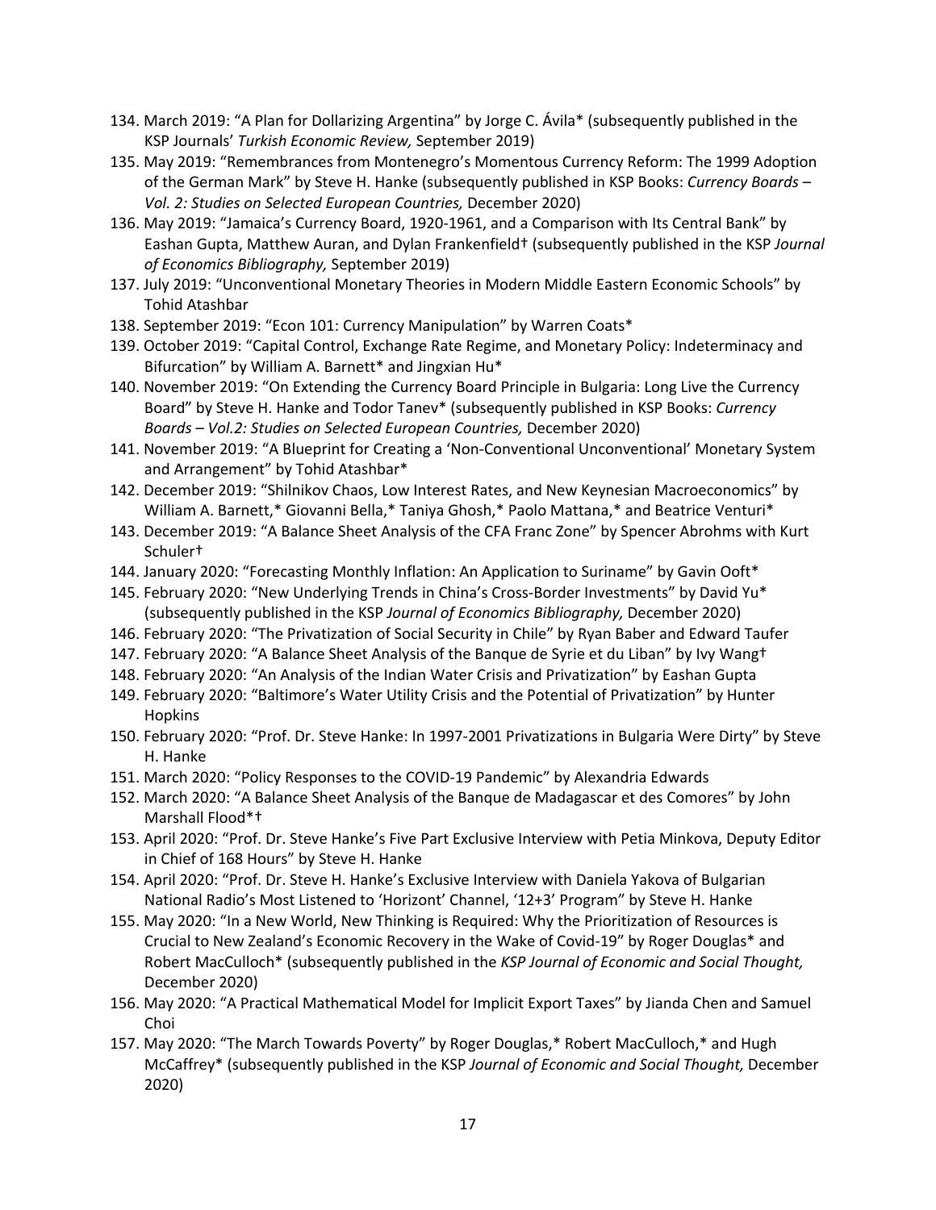134. March 2019: "A Plan for Dollarizing Argentina" by Jorge C. Ávila* (subsequently published in the KSP Journals' *Turkish Economic Review,* September 2019)
135. May 2019: "Remembrances from Montenegro's Momentous Currency Reform: The 1999 Adoption of the German Mark" by Steve H. Hanke (subsequently published in KSP Books: *Currency Boards – Vol. 2: Studies on Selected European Countries,* December 2020)
136. May 2019: "Jamaica's Currency Board, 1920-1961, and a Comparison with Its Central Bank" by Eashan Gupta, Matthew Auran, and Dylan Frankenfield† (subsequently published in the KSP *Journal of Economics Bibliography,* September 2019)
137. July 2019: "Unconventional Monetary Theories in Modern Middle Eastern Economic Schools" by Tohid Atashbar
138. September 2019: "Econ 101: Currency Manipulation" by Warren Coats*
139. October 2019: "Capital Control, Exchange Rate Regime, and Monetary Policy: Indeterminacy and Bifurcation" by William A. Barnett* and Jingxian Hu*
140. November 2019: "On Extending the Currency Board Principle in Bulgaria: Long Live the Currency Board" by Steve H. Hanke and Todor Tanev* (subsequently published in KSP Books: *Currency Boards – Vol.2: Studies on Selected European Countries,* December 2020)
141. November 2019: "A Blueprint for Creating a 'Non-Conventional Unconventional' Monetary System and Arrangement" by Tohid Atashbar*
142. December 2019: "Shilnikov Chaos, Low Interest Rates, and New Keynesian Macroeconomics" by William A. Barnett,* Giovanni Bella,* Taniya Ghosh,* Paolo Mattana,* and Beatrice Venturi*
143. December 2019: "A Balance Sheet Analysis of the CFA Franc Zone" by Spencer Abrohms with Kurt Schuler†
144. January 2020: "Forecasting Monthly Inflation: An Application to Suriname" by Gavin Ooft*
145. February 2020: "New Underlying Trends in China's Cross-Border Investments" by David Yu* (subsequently published in the KSP *Journal of Economics Bibliography,* December 2020)
146. February 2020: "The Privatization of Social Security in Chile" by Ryan Baber and Edward Taufer
147. February 2020: "A Balance Sheet Analysis of the Banque de Syrie et du Liban" by Ivy Wang†
148. February 2020: "An Analysis of the Indian Water Crisis and Privatization" by Eashan Gupta
149. February 2020: "Baltimore's Water Utility Crisis and the Potential of Privatization" by Hunter Hopkins
150. February 2020: "Prof. Dr. Steve Hanke: In 1997-2001 Privatizations in Bulgaria Were Dirty" by Steve H. Hanke
151. March 2020: "Policy Responses to the COVID-19 Pandemic" by Alexandria Edwards
152. March 2020: "A Balance Sheet Analysis of the Banque de Madagascar et des Comores" by John Marshall Flood*†
153. April 2020: "Prof. Dr. Steve Hanke's Five Part Exclusive Interview with Petia Minkova, Deputy Editor in Chief of 168 Hours" by Steve H. Hanke
154. April 2020: "Prof. Dr. Steve H. Hanke's Exclusive Interview with Daniela Yakova of Bulgarian National Radio's Most Listened to 'Horizont' Channel, '12+3' Program" by Steve H. Hanke
155. May 2020: "In a New World, New Thinking is Required: Why the Prioritization of Resources is Crucial to New Zealand's Economic Recovery in the Wake of Covid-19" by Roger Douglas* and Robert MacCulloch* (subsequently published in the *KSP Journal of Economic and Social Thought,* December 2020)
156. May 2020: "A Practical Mathematical Model for Implicit Export Taxes" by Jianda Chen and Samuel Choi
157. May 2020: "The March Towards Poverty" by Roger Douglas,* Robert MacCulloch,* and Hugh McCaffrey* (subsequently published in the KSP *Journal of Economic and Social Thought,* December 2020)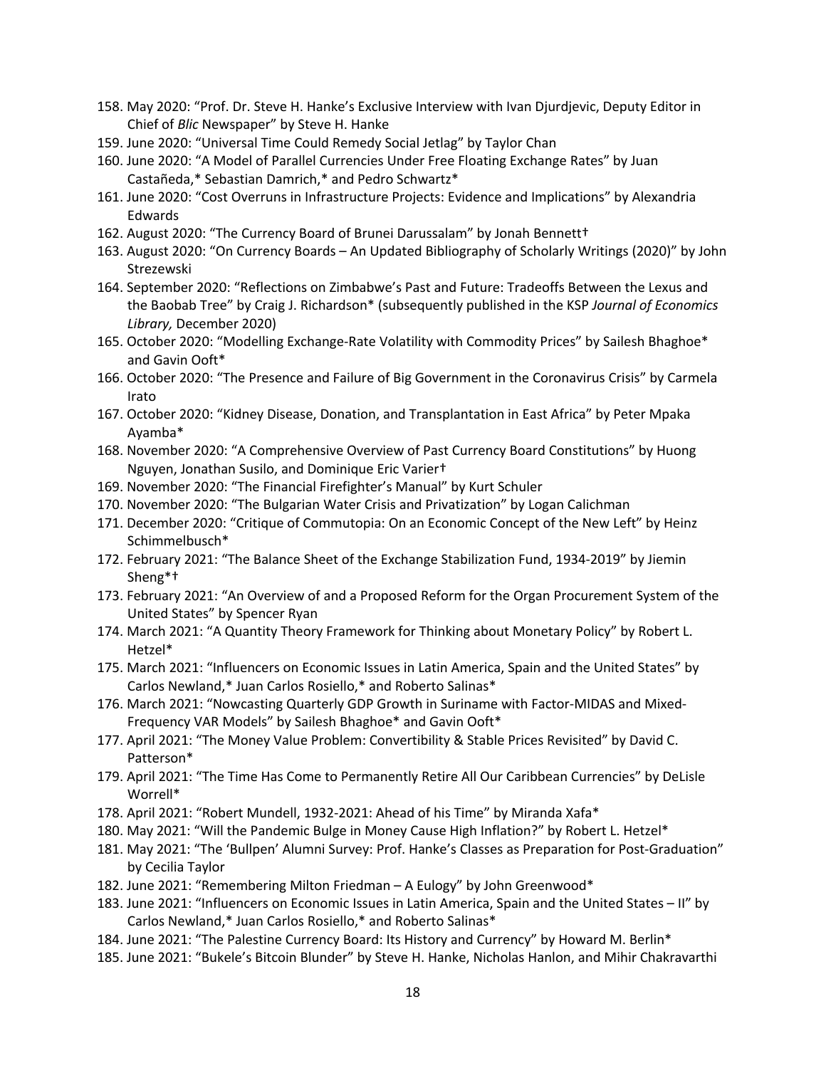158. May 2020: “Prof. Dr. Steve H. Hanke’s Exclusive Interview with Ivan Djurdjevic, Deputy Editor in Chief of *Blic* Newspaper” by Steve H. Hanke
159. June 2020: “Universal Time Could Remedy Social Jetlag” by Taylor Chan
160. June 2020: “A Model of Parallel Currencies Under Free Floating Exchange Rates” by Juan Castañeda,* Sebastian Damrich,* and Pedro Schwartz*
161. June 2020: “Cost Overruns in Infrastructure Projects: Evidence and Implications” by Alexandria Edwards
162. August 2020: “The Currency Board of Brunei Darussalam” by Jonah Bennett†
163. August 2020: “On Currency Boards – An Updated Bibliography of Scholarly Writings (2020)” by John Strezewski
164. September 2020: “Reflections on Zimbabwe’s Past and Future: Tradeoffs Between the Lexus and the Baobab Tree” by Craig J. Richardson* (subsequently published in the KSP *Journal of Economics Library,* December 2020)
165. October 2020: “Modelling Exchange-Rate Volatility with Commodity Prices” by Sailesh Bhaghoe* and Gavin Ooft*
166. October 2020: “The Presence and Failure of Big Government in the Coronavirus Crisis” by Carmela Irato
167. October 2020: “Kidney Disease, Donation, and Transplantation in East Africa” by Peter Mpaka Ayamba*
168. November 2020: “A Comprehensive Overview of Past Currency Board Constitutions” by Huong Nguyen, Jonathan Susilo, and Dominique Eric Varier†
169. November 2020: “The Financial Firefighter’s Manual” by Kurt Schuler
170. November 2020: “The Bulgarian Water Crisis and Privatization” by Logan Calichman
171. December 2020: “Critique of Commutopia: On an Economic Concept of the New Left” by Heinz Schimmelbusch*
172. February 2021: “The Balance Sheet of the Exchange Stabilization Fund, 1934-2019” by Jiemin Sheng*†
173. February 2021: “An Overview of and a Proposed Reform for the Organ Procurement System of the United States” by Spencer Ryan
174. March 2021: “A Quantity Theory Framework for Thinking about Monetary Policy” by Robert L. Hetzel*
175. March 2021: “Influencers on Economic Issues in Latin America, Spain and the United States” by Carlos Newland,* Juan Carlos Rosiello,* and Roberto Salinas*
176. March 2021: “Nowcasting Quarterly GDP Growth in Suriname with Factor-MIDAS and Mixed-Frequency VAR Models” by Sailesh Bhaghoe* and Gavin Ooft*
177. April 2021: “The Money Value Problem: Convertibility & Stable Prices Revisited” by David C. Patterson*
179. April 2021: “The Time Has Come to Permanently Retire All Our Caribbean Currencies” by DeLisle Worrell*
178. April 2021: “Robert Mundell, 1932-2021: Ahead of his Time” by Miranda Xafa*
180. May 2021: “Will the Pandemic Bulge in Money Cause High Inflation?” by Robert L. Hetzel*
181. May 2021: “The ‘Bullpen’ Alumni Survey: Prof. Hanke’s Classes as Preparation for Post-Graduation” by Cecilia Taylor
182. June 2021: “Remembering Milton Friedman – A Eulogy” by John Greenwood*
183. June 2021: “Influencers on Economic Issues in Latin America, Spain and the United States – II” by Carlos Newland,* Juan Carlos Rosiello,* and Roberto Salinas*
184. June 2021: “The Palestine Currency Board: Its History and Currency” by Howard M. Berlin*
185. June 2021: “Bukele’s Bitcoin Blunder” by Steve H. Hanke, Nicholas Hanlon, and Mihir Chakravarthi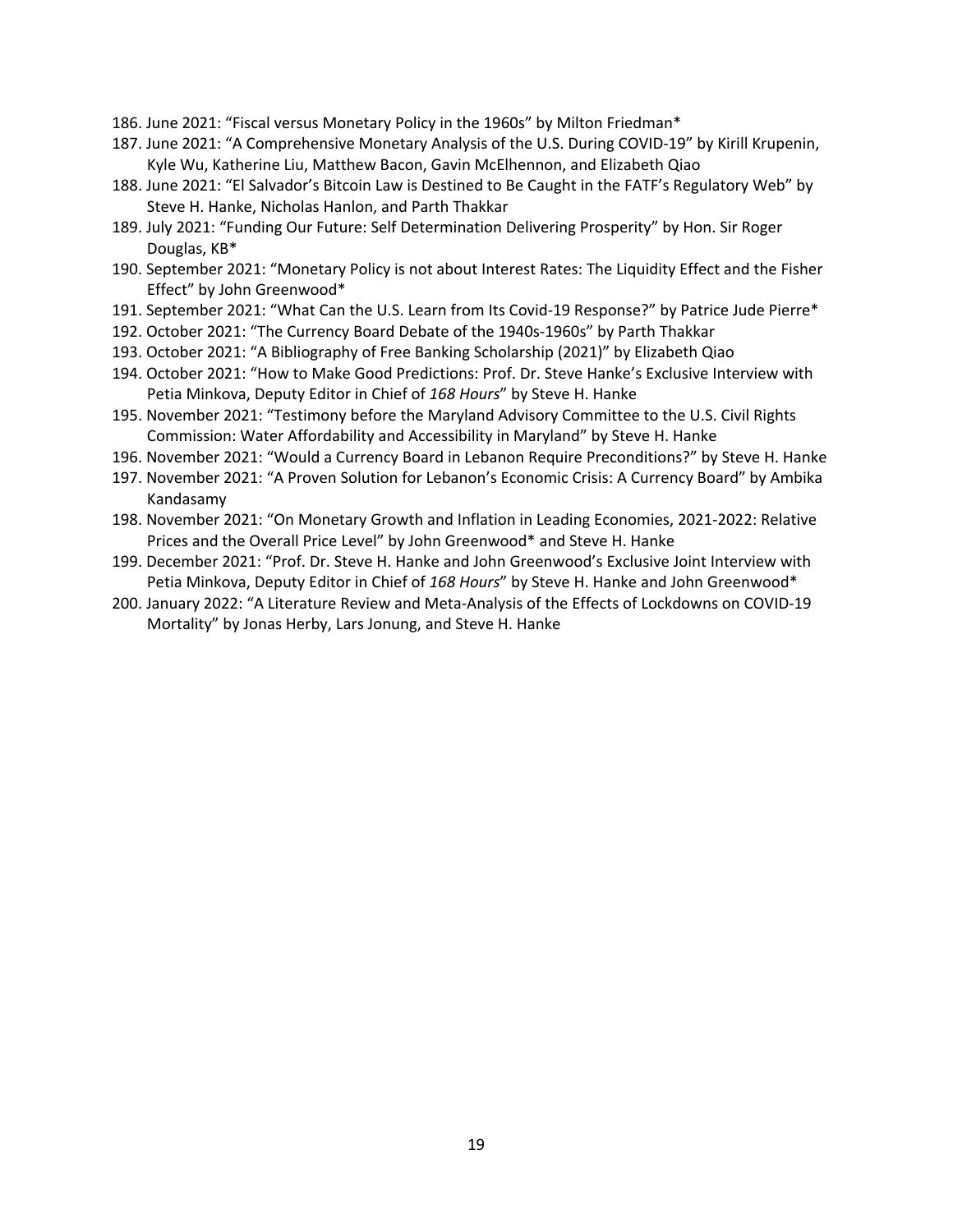186. June 2021: “Fiscal versus Monetary Policy in the 1960s” by Milton Friedman*
187. June 2021: “A Comprehensive Monetary Analysis of the U.S. During COVID-19” by Kirill Krupenin, Kyle Wu, Katherine Liu, Matthew Bacon, Gavin McElhennon, and Elizabeth Qiao
188. June 2021: “El Salvador’s Bitcoin Law is Destined to Be Caught in the FATF’s Regulatory Web” by Steve H. Hanke, Nicholas Hanlon, and Parth Thakkar
189. July 2021: “Funding Our Future: Self Determination Delivering Prosperity” by Hon. Sir Roger Douglas, KB*
190. September 2021: “Monetary Policy is not about Interest Rates: The Liquidity Effect and the Fisher Effect” by John Greenwood*
191. September 2021: “What Can the U.S. Learn from Its Covid-19 Response?” by Patrice Jude Pierre*
192. October 2021: “The Currency Board Debate of the 1940s-1960s” by Parth Thakkar
193. October 2021: “A Bibliography of Free Banking Scholarship (2021)” by Elizabeth Qiao
194. October 2021: “How to Make Good Predictions: Prof. Dr. Steve Hanke’s Exclusive Interview with Petia Minkova, Deputy Editor in Chief of *168 Hours*” by Steve H. Hanke
195. November 2021: “Testimony before the Maryland Advisory Committee to the U.S. Civil Rights Commission: Water Affordability and Accessibility in Maryland” by Steve H. Hanke
196. November 2021: “Would a Currency Board in Lebanon Require Preconditions?” by Steve H. Hanke
197. November 2021: “A Proven Solution for Lebanon’s Economic Crisis: A Currency Board” by Ambika Kandasamy
198. November 2021: “On Monetary Growth and Inflation in Leading Economies, 2021-2022: Relative Prices and the Overall Price Level” by John Greenwood* and Steve H. Hanke
199. December 2021: “Prof. Dr. Steve H. Hanke and John Greenwood’s Exclusive Joint Interview with Petia Minkova, Deputy Editor in Chief of *168 Hours*” by Steve H. Hanke and John Greenwood*
200. January 2022: “A Literature Review and Meta-Analysis of the Effects of Lockdowns on COVID-19 Mortality” by Jonas Herby, Lars Jonung, and Steve H. Hanke